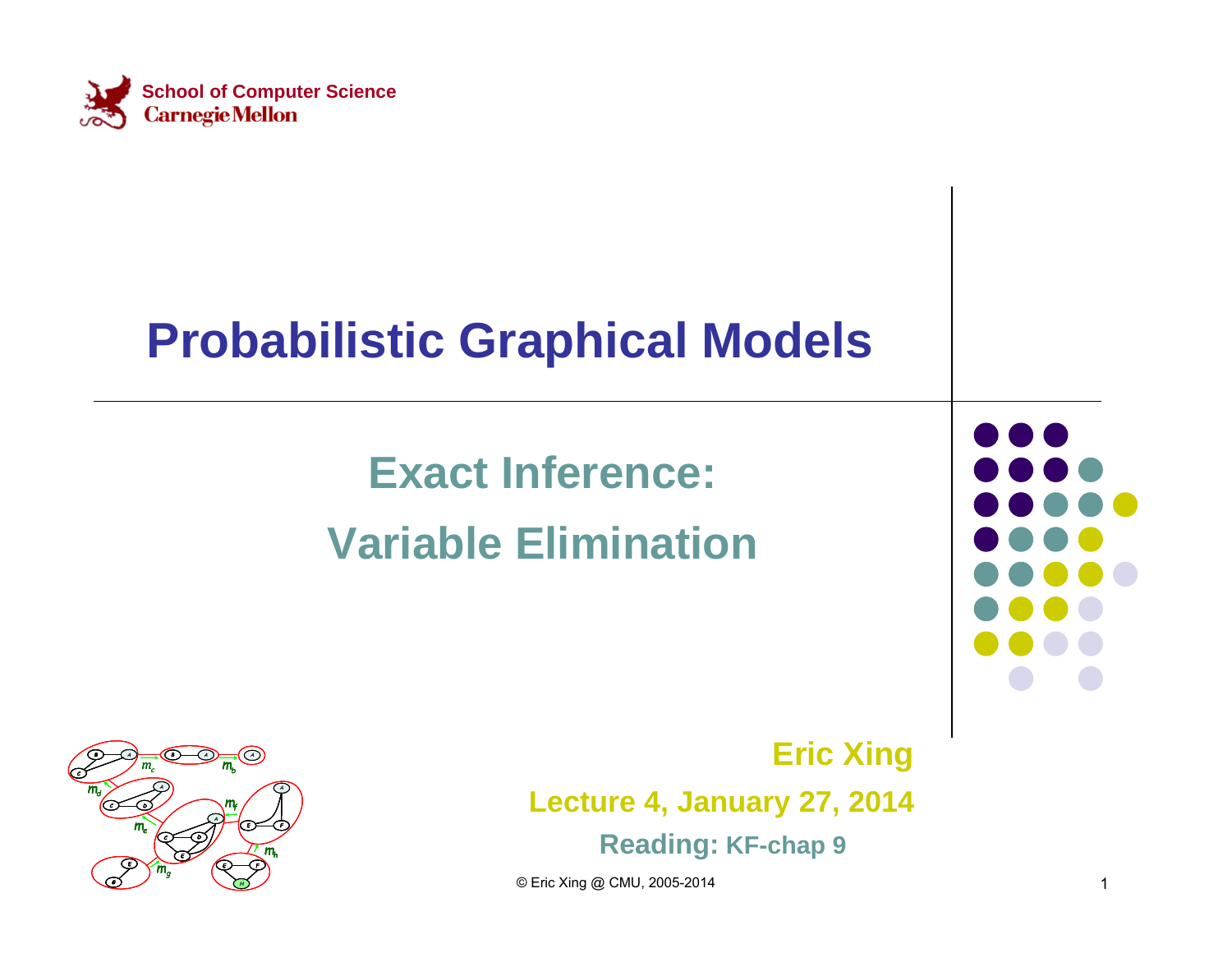School of Computer Science
Carnegie Mellon

# Probabilistic Graphical Models

## Exact Inference:
## Variable Elimination

**Eric Xing**

**Lecture 4, January 27, 2014**

**Reading:** KF-chap 9

© Eric Xing @ CMU, 2005-2014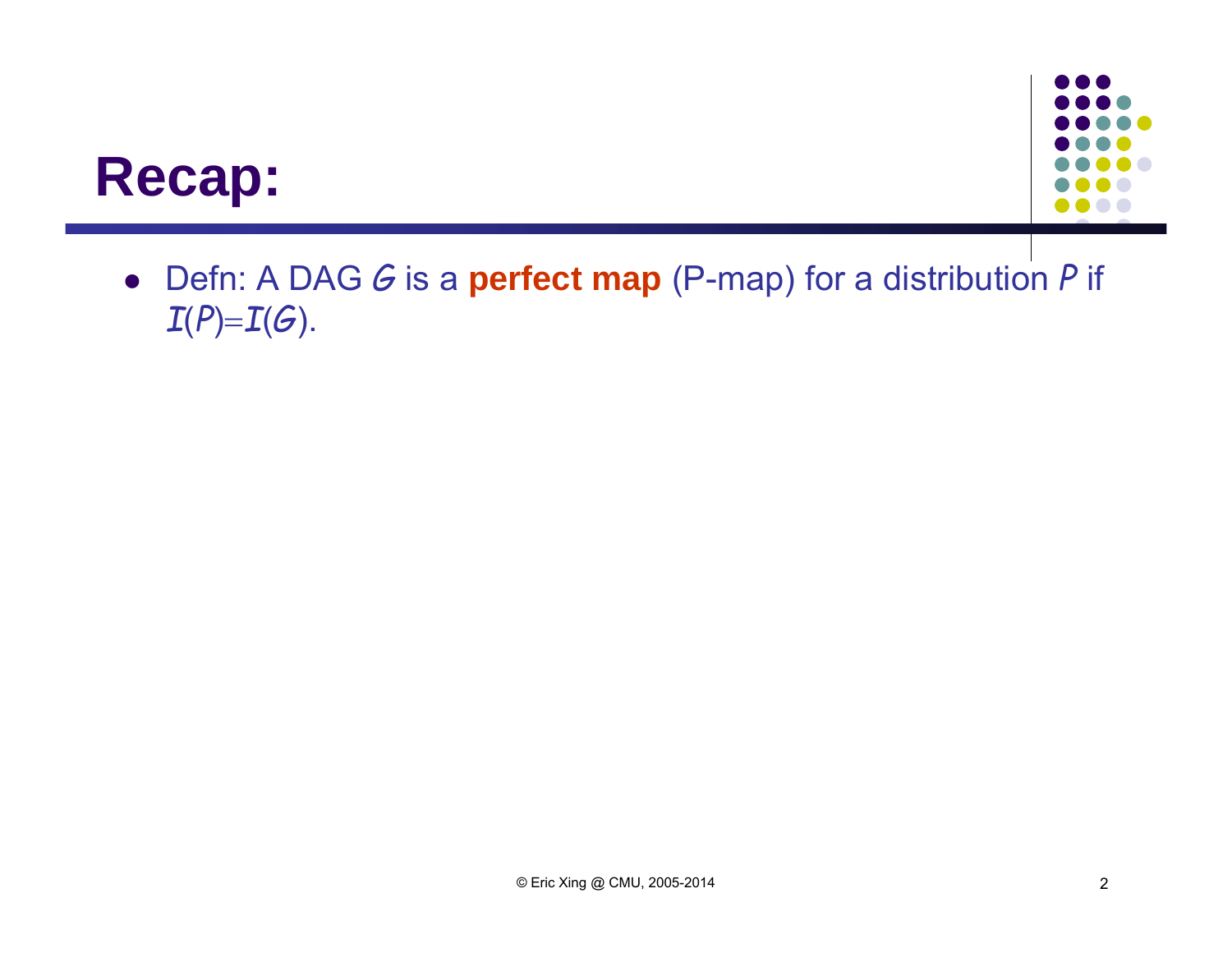# Recap:

- Defn: A DAG $G$ is a **perfect map** (P-map) for a distribution $P$ if $\mathcal{I}(P) = \mathcal{I}(G)$.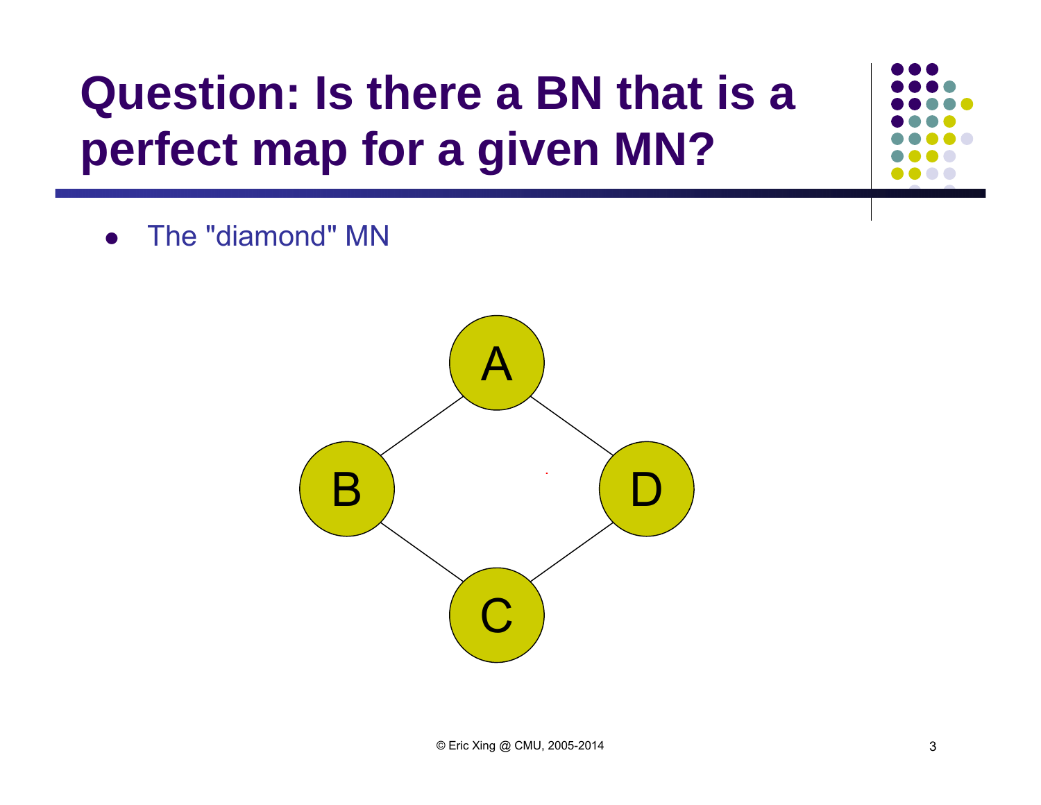# Question: Is there a BN that is a perfect map for a given MN?

- The "diamond" MN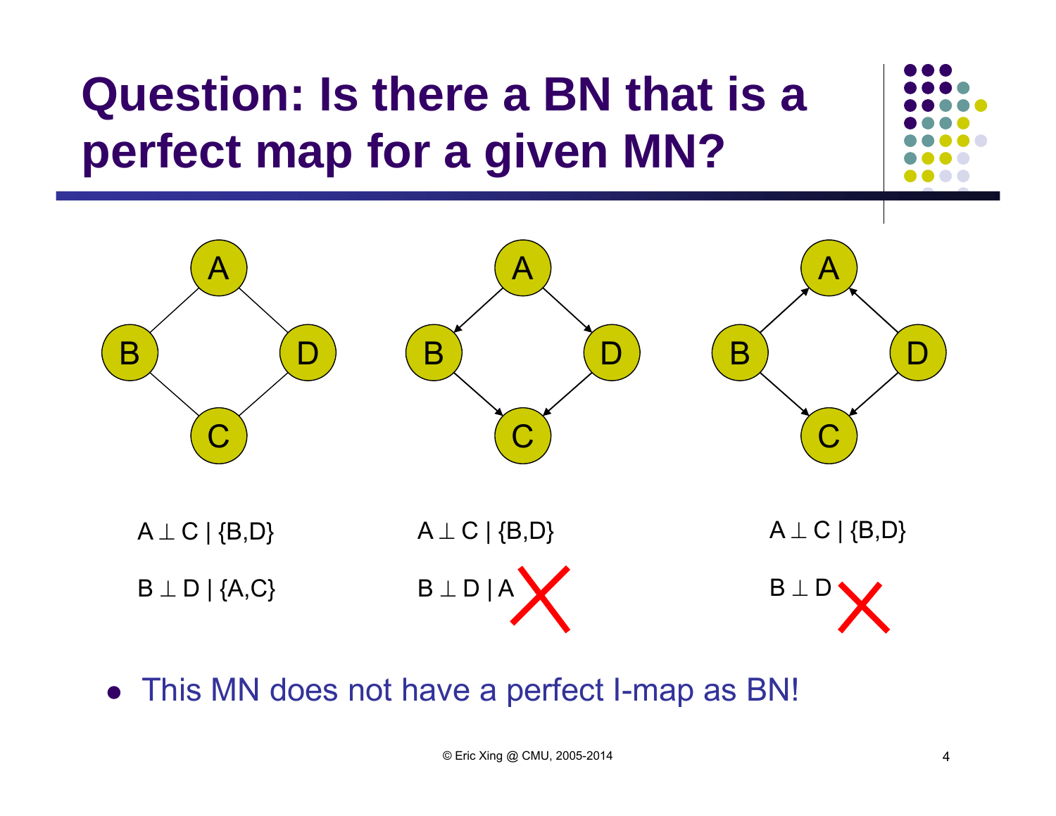# Question: Is there a BN that is a perfect map for a given MN?

$A \perp C \mid \{B,D\}$

$B \perp D \mid \{A,C\}$

$A \perp C \mid \{B,D\}$

$B \perp D \mid A$ ✗

$A \perp C \mid \{B,D\}$

$B \perp D$ ✗

- This MN does not have a perfect I-map as BN!

© Eric Xing @ CMU, 2005-2014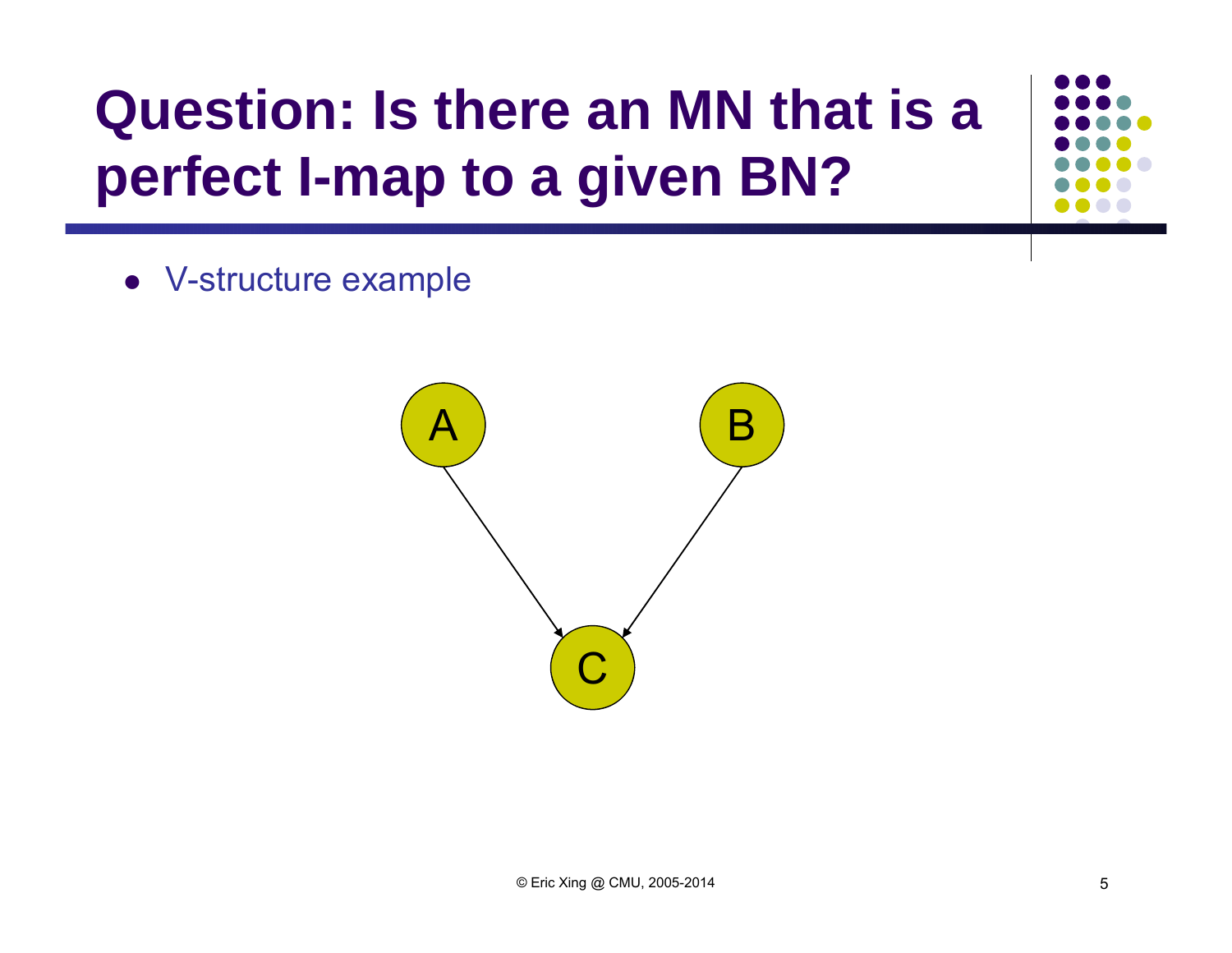# Question: Is there an MN that is a perfect I-map to a given BN?

- V-structure example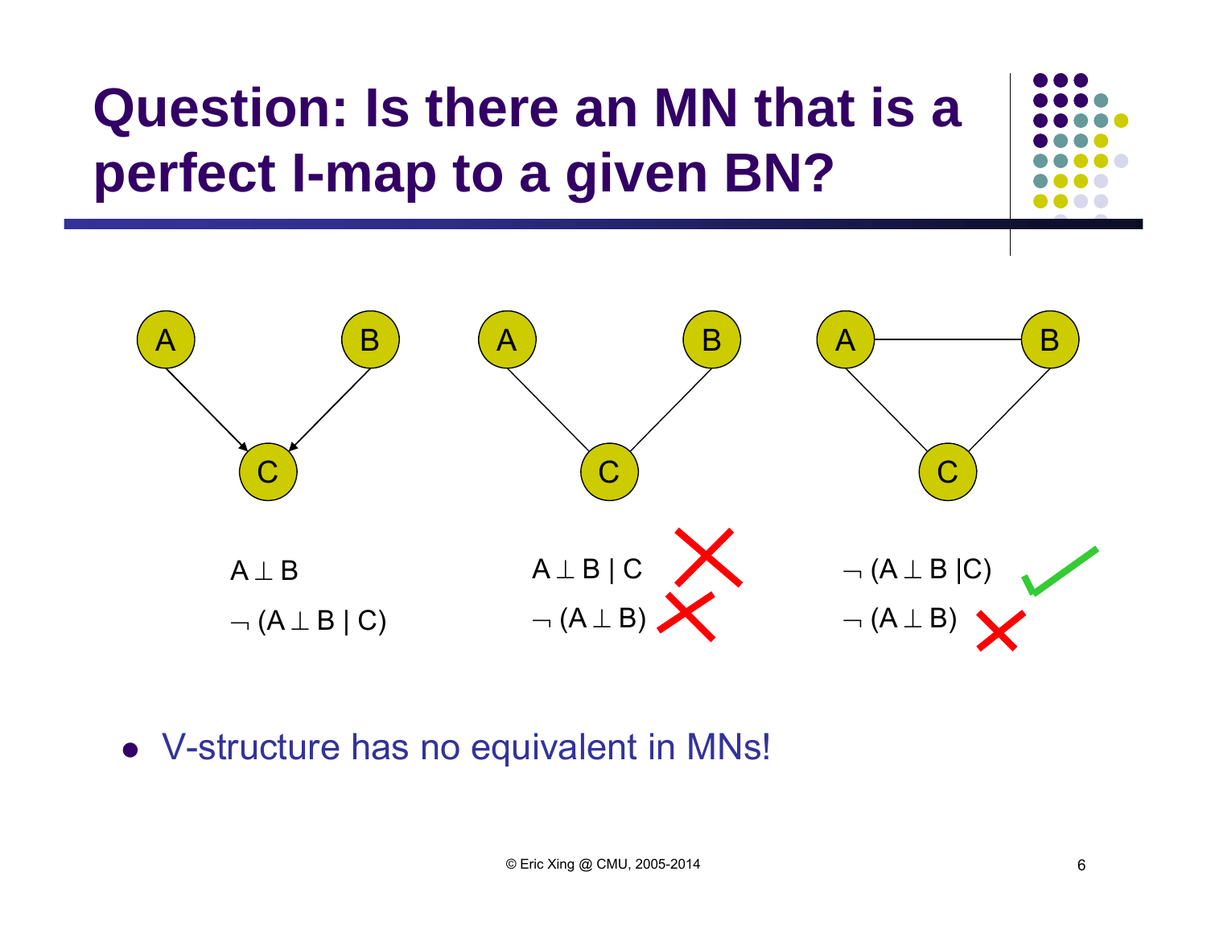# Question: Is there an MN that is a perfect I-map to a given BN?

$A \perp B$

$\neg (A \perp B \mid C)$

$A \perp B \mid C$ ✗

$\neg (A \perp B)$ ✗

$\neg (A \perp B \mid C)$ ✓

$\neg (A \perp B)$ ✗

- V-structure has no equivalent in MNs!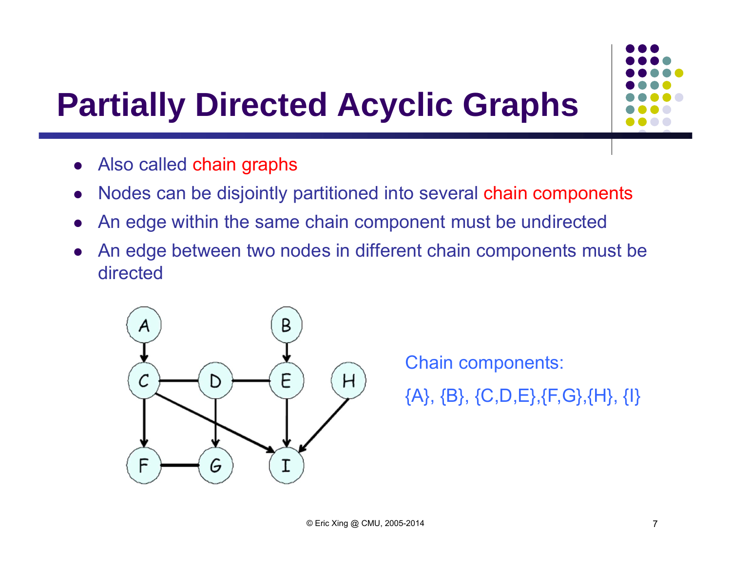# Partially Directed Acyclic Graphs

- Also called chain graphs
- Nodes can be disjointly partitioned into several chain components
- An edge within the same chain component must be undirected
- An edge between two nodes in different chain components must be directed

Chain components:

{A}, {B}, {C,D,E},{F,G},{H}, {I}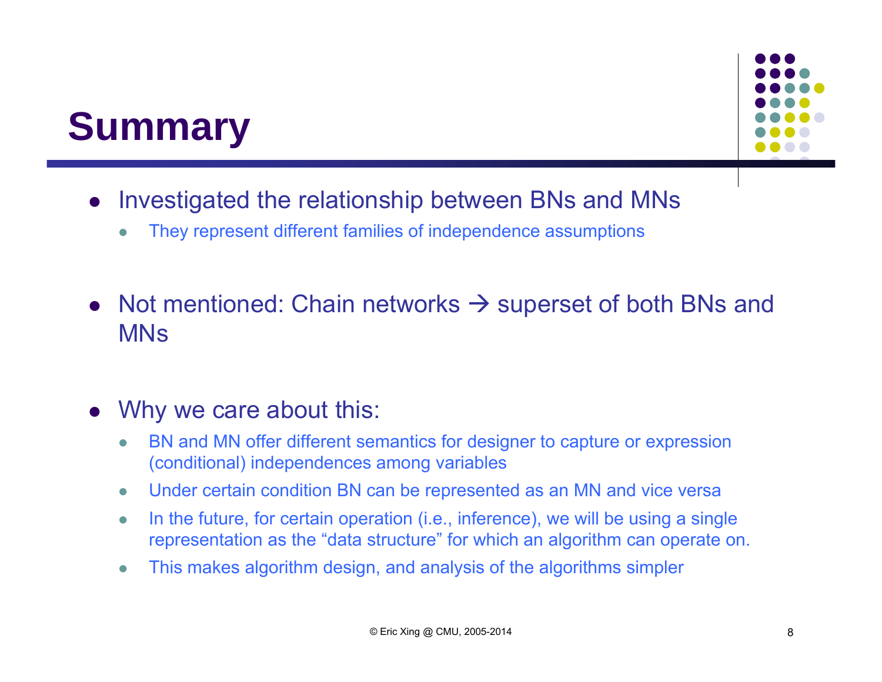# Summary

- Investigated the relationship between BNs and MNs
  - They represent different families of independence assumptions

- Not mentioned: Chain networks → superset of both BNs and MNs

- Why we care about this:
  - BN and MN offer different semantics for designer to capture or expression (conditional) independences among variables
  - Under certain condition BN can be represented as an MN and vice versa
  - In the future, for certain operation (i.e., inference), we will be using a single representation as the "data structure" for which an algorithm can operate on.
  - This makes algorithm design, and analysis of the algorithms simpler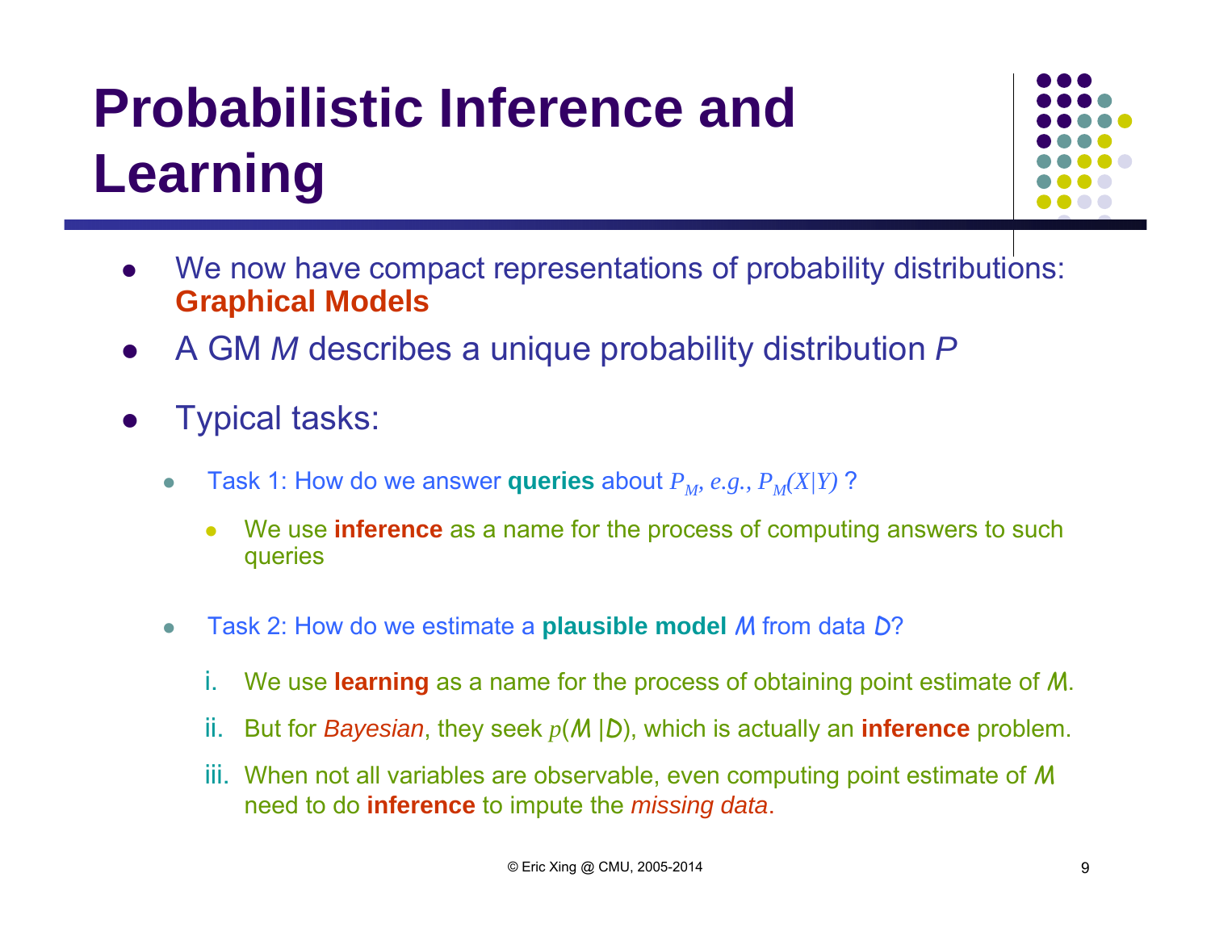# Probabilistic Inference and Learning

- We now have compact representations of probability distributions: **Graphical Models**
- A GM $M$ describes a unique probability distribution $P$
- Typical tasks:
  - Task 1: How do we answer **queries** about $P_M$, *e.g.*, $P_M(X|Y)$ ?
    - We use **inference** as a name for the process of computing answers to such queries
  - Task 2: How do we estimate a **plausible model** $M$ from data $D$?
    1. We use **learning** as a name for the process of obtaining point estimate of $M$.
    2. But for *Bayesian*, they seek $p(M \mid D)$, which is actually an **inference** problem.
    3. When not all variables are observable, even computing point estimate of $M$ need to do **inference** to impute the *missing data*.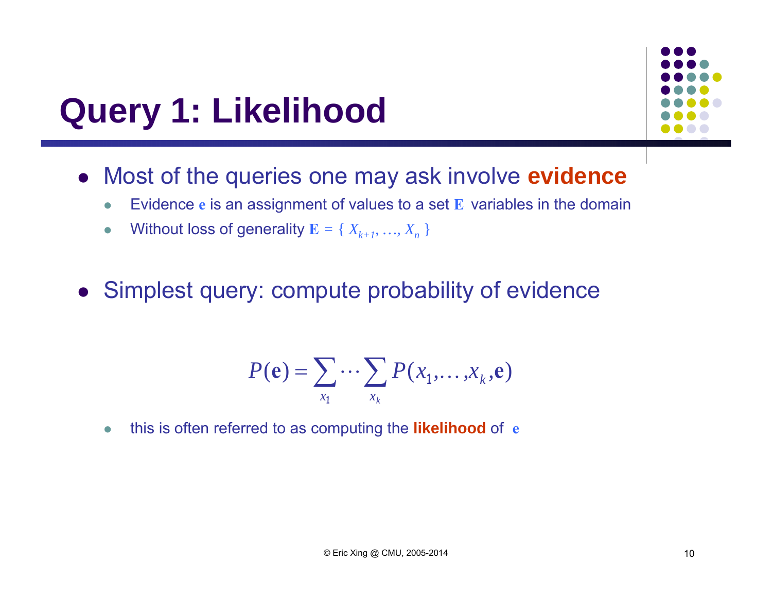# Query 1: Likelihood

- Most of the queries one may ask involve **evidence**
  - Evidence $\mathbf{e}$ is an assignment of values to a set $\mathbf{E}$ variables in the domain
  - Without loss of generality $\mathbf{E} = \{ X_{k+1}, \ldots, X_n \}$

- Simplest query: compute probability of evidence

$$P(\mathbf{e}) = \sum_{x_1} \cdots \sum_{x_k} P(x_1, \ldots, x_k, \mathbf{e})$$

  - this is often referred to as computing the **likelihood** of $\mathbf{e}$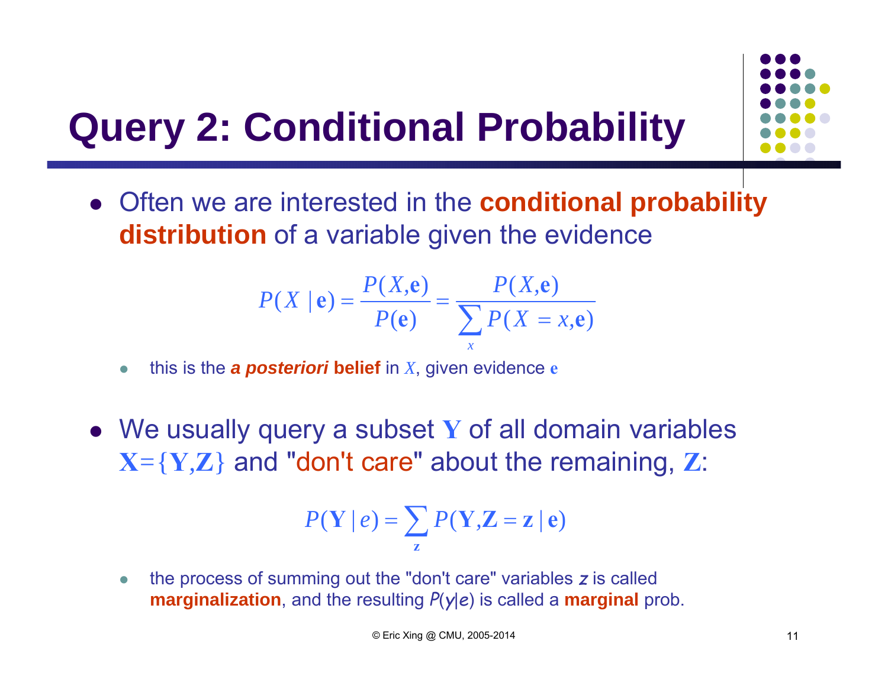# Query 2: Conditional Probability

- Often we are interested in the **conditional probability distribution** of a variable given the evidence

$$P(X \mid \mathbf{e}) = \frac{P(X, \mathbf{e})}{P(\mathbf{e})} = \frac{P(X, \mathbf{e})}{\sum_x P(X = x, \mathbf{e})}$$

  - this is the ***a posteriori* belief** in $X$, given evidence $\mathbf{e}$

- We usually query a subset $\mathbf{Y}$ of all domain variables $\mathbf{X}=\{\mathbf{Y},\mathbf{Z}\}$ and "don't care" about the remaining, $\mathbf{Z}$:

$$P(\mathbf{Y} \mid e) = \sum_{\mathbf{z}} P(\mathbf{Y}, \mathbf{Z} = \mathbf{z} \mid \mathbf{e})$$

  - the process of summing out the "don't care" variables $z$ is called **marginalization**, and the resulting $P(y|e)$ is called a **marginal** prob.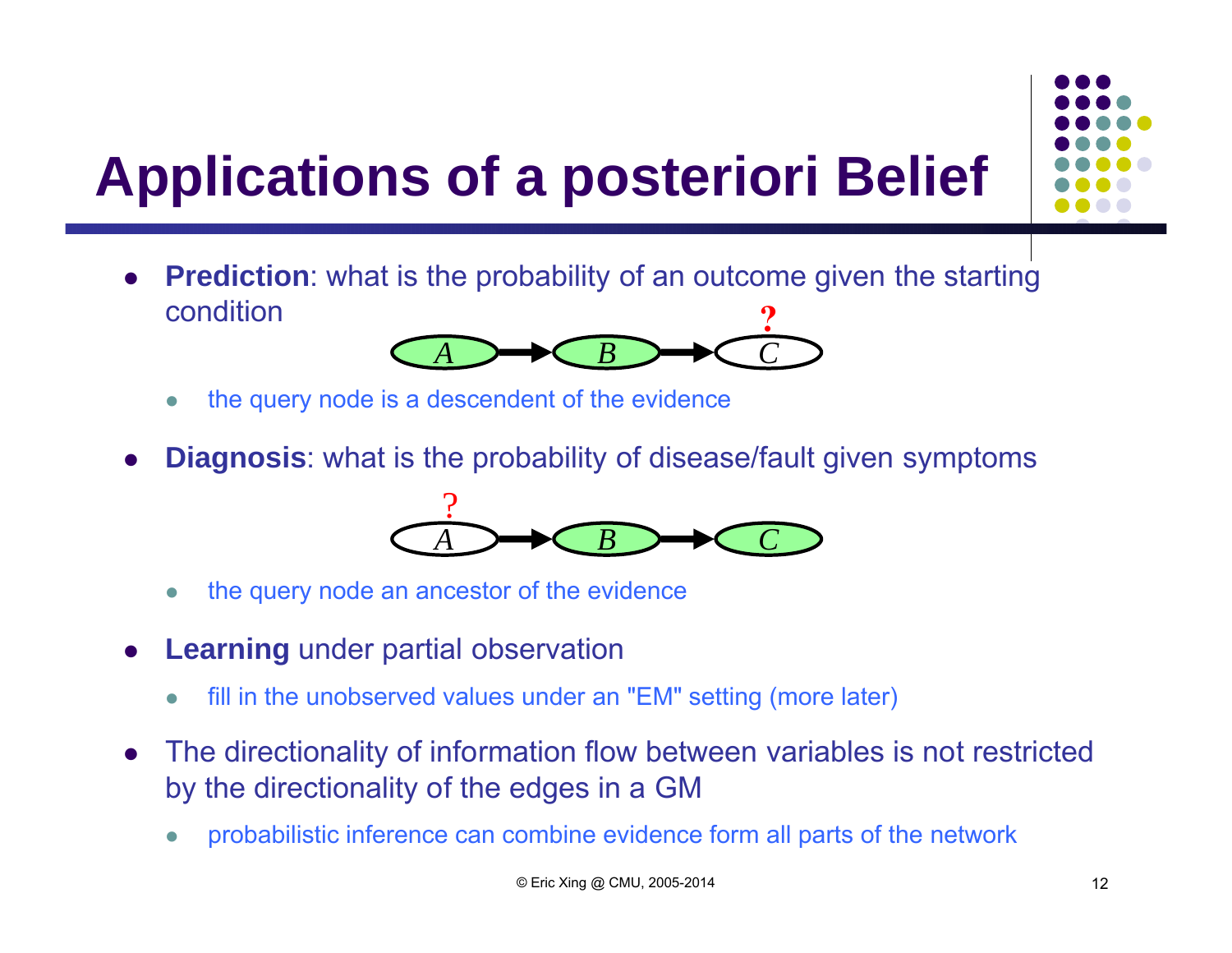# Applications of a posteriori Belief

- **Prediction**: what is the probability of an outcome given the starting condition

  A → B → C ?

  - the query node is a descendent of the evidence

- **Diagnosis**: what is the probability of disease/fault given symptoms

  ? A → B → C

  - the query node an ancestor of the evidence

- **Learning** under partial observation
  - fill in the unobserved values under an "EM" setting (more later)

- The directionality of information flow between variables is not restricted by the directionality of the edges in a GM
  - probabilistic inference can combine evidence form all parts of the network

© Eric Xing @ CMU, 2005-2014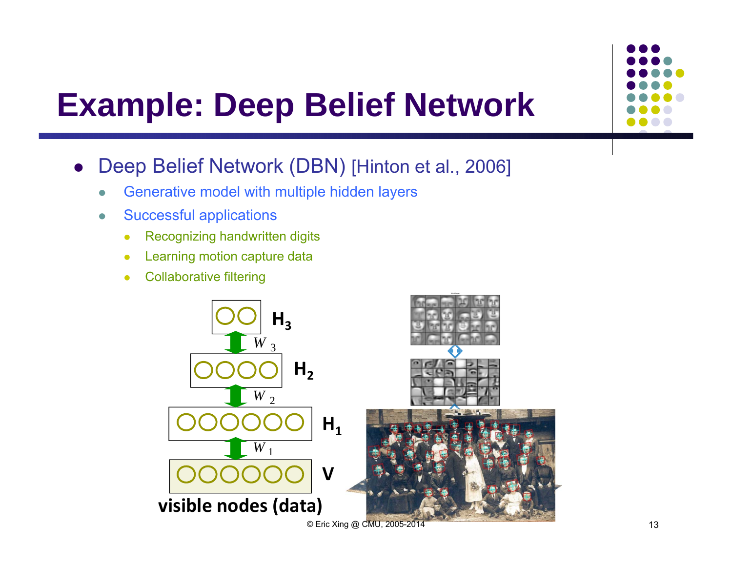# Example: Deep Belief Network

- Deep Belief Network (DBN) [Hinton et al., 2006]
  - Generative model with multiple hidden layers
  - Successful applications
    - Recognizing handwritten digits
    - Learning motion capture data
    - Collaborative filtering

$H_3$

$W_3$

$H_2$

$W_2$

$H_1$

$W_1$

$V$

**visible nodes (data)**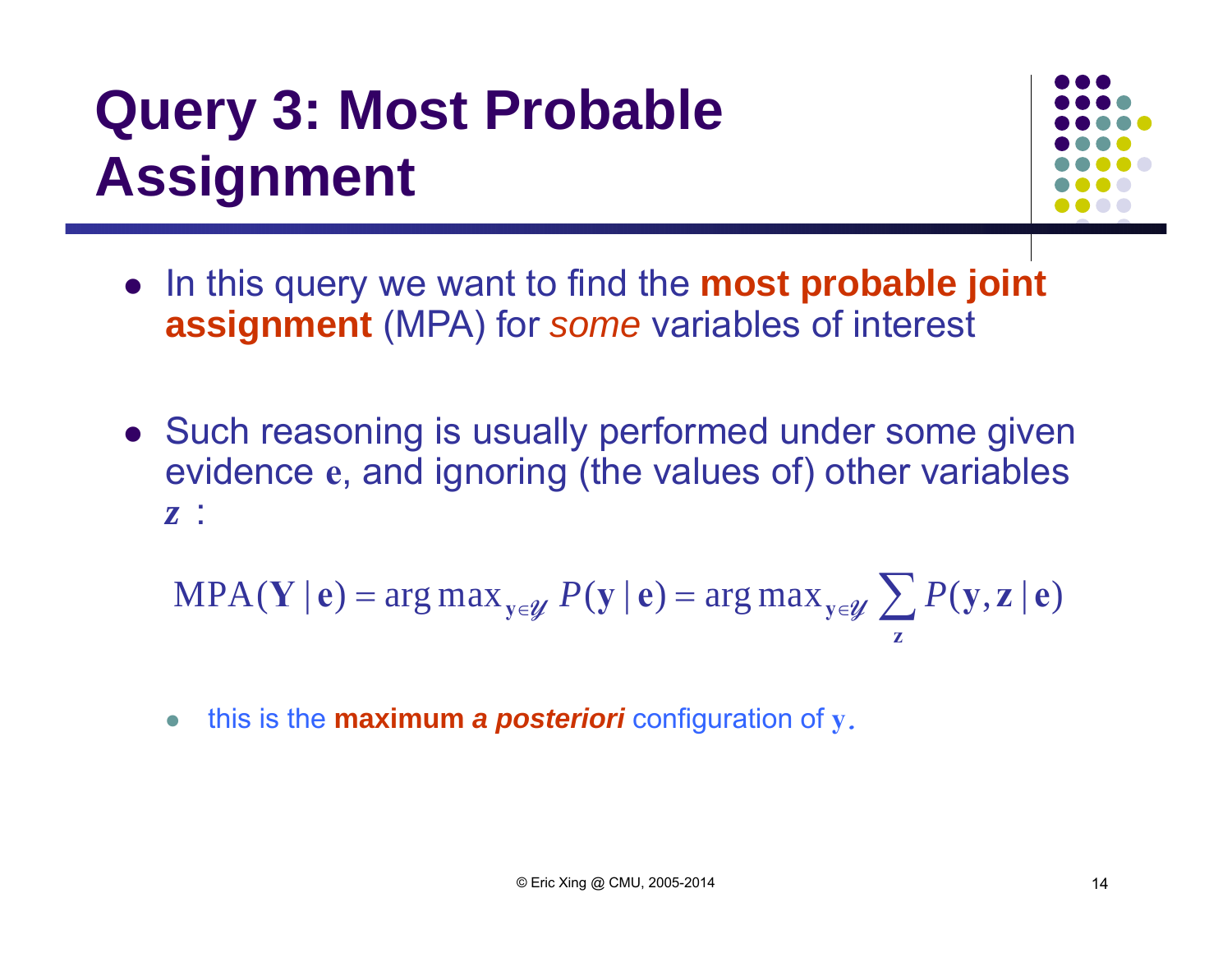# Query 3: Most Probable Assignment

- In this query we want to find the **most probable joint assignment** (MPA) for *some* variables of interest

- Such reasoning is usually performed under some given evidence $\mathbf{e}$, and ignoring (the values of) other variables $\mathbf{z}$ :

$$\text{MPA}(\mathbf{Y} \mid \mathbf{e}) = \arg\max_{\mathbf{y} \in \mathcal{Y}} P(\mathbf{y} \mid \mathbf{e}) = \arg\max_{\mathbf{y} \in \mathcal{Y}} \sum_{\mathbf{z}} P(\mathbf{y}, \mathbf{z} \mid \mathbf{e})$$

  - this is the **maximum *a posteriori*** configuration of $\mathbf{y}$.

© Eric Xing @ CMU, 2005-2014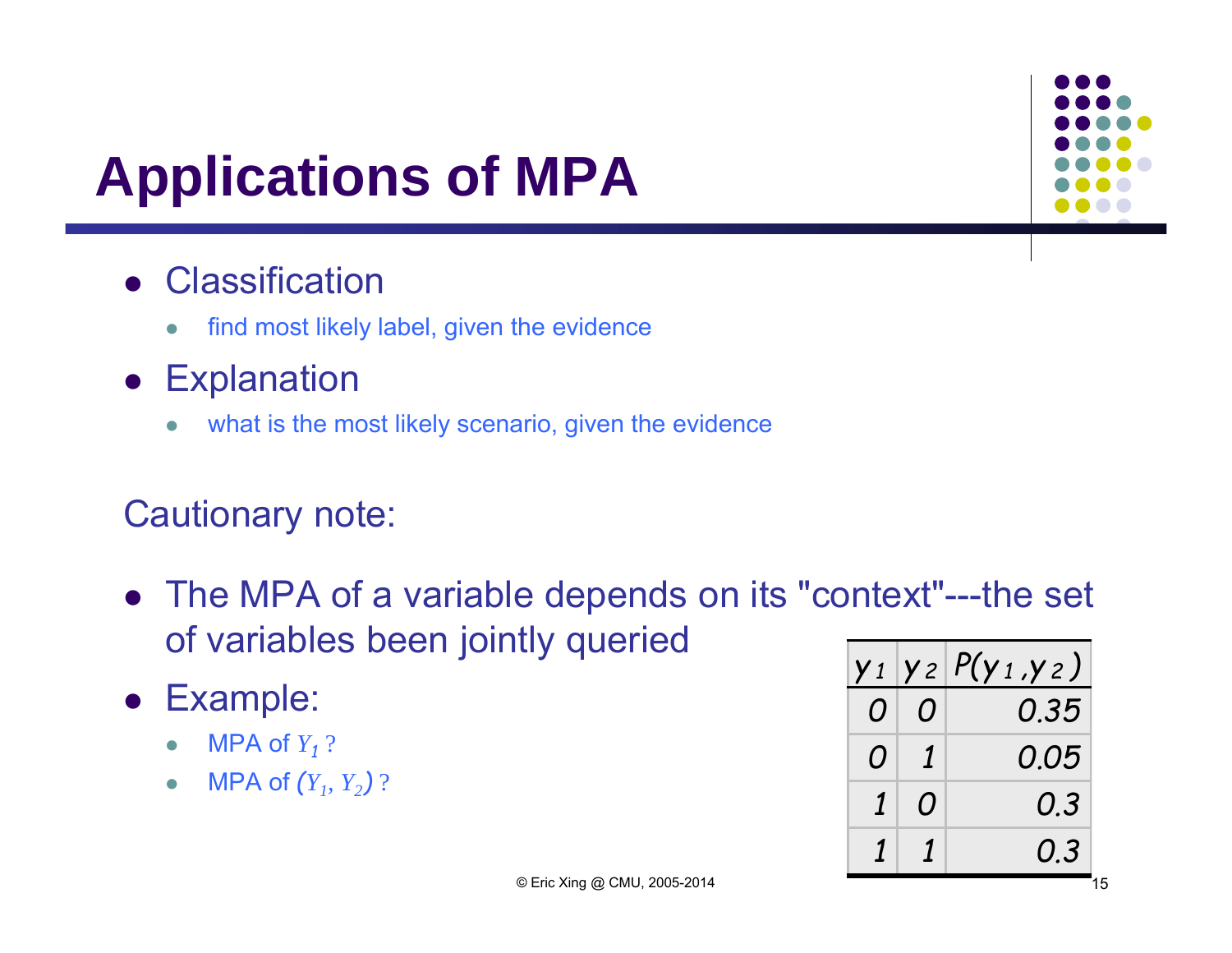# Applications of MPA

- Classification
  - find most likely label, given the evidence
- Explanation
  - what is the most likely scenario, given the evidence

Cautionary note:

- The MPA of a variable depends on its "context"---the set of variables been jointly queried
- Example:
  - MPA of $Y_1$ ?
  - MPA of $(Y_1, Y_2)$ ?

| $y_1$ | $y_2$ | $P(y_1, y_2)$ |
|---|---|---|
| 0 | 0 | 0.35 |
| 0 | 1 | 0.05 |
| 1 | 0 | 0.3 |
| 1 | 1 | 0.3 |

© Eric Xing @ CMU, 2005-2014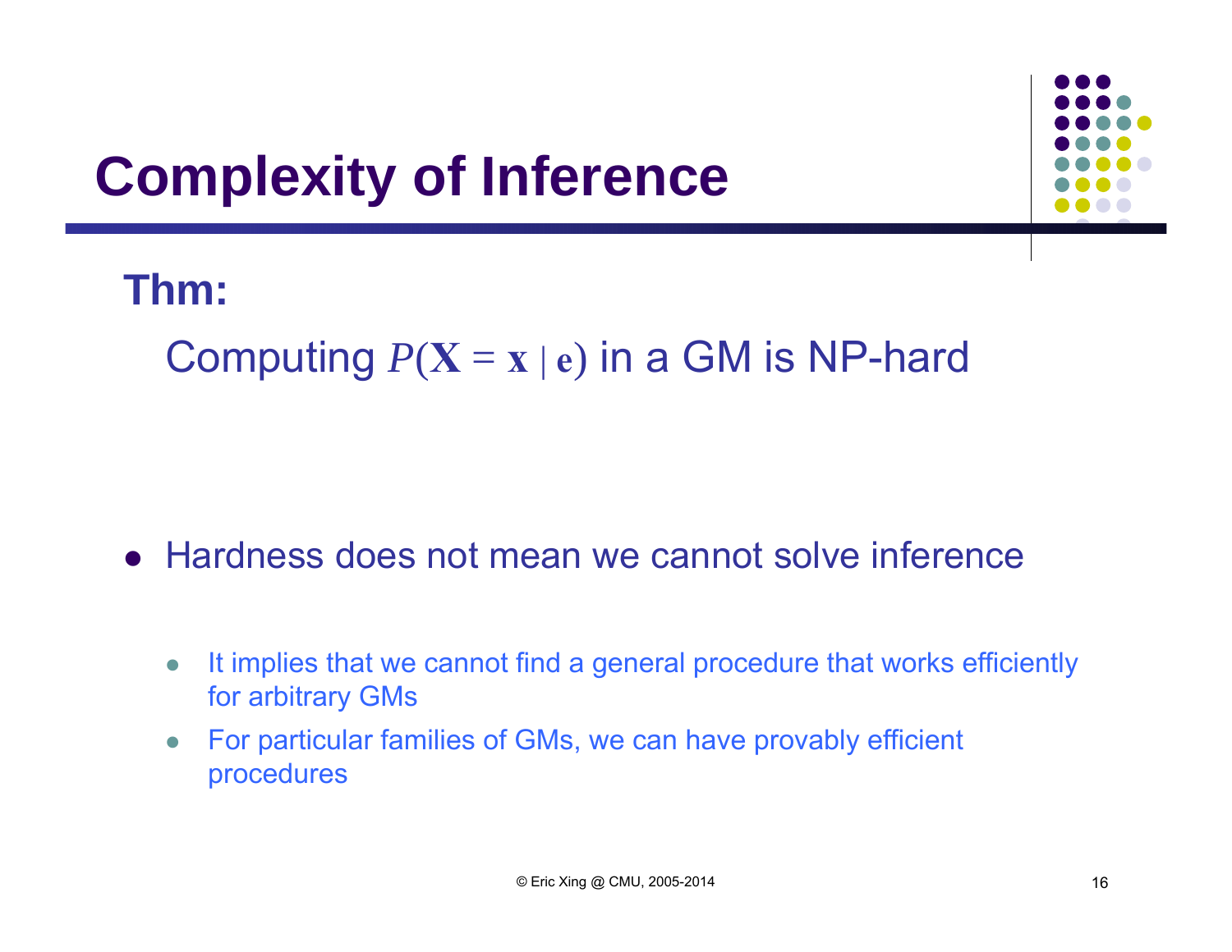# Complexity of Inference

**Thm:**

Computing $P(\mathbf{X} = \mathbf{x} \mid \mathbf{e})$ in a GM is NP-hard

- Hardness does not mean we cannot solve inference
  - It implies that we cannot find a general procedure that works efficiently for arbitrary GMs
  - For particular families of GMs, we can have provably efficient procedures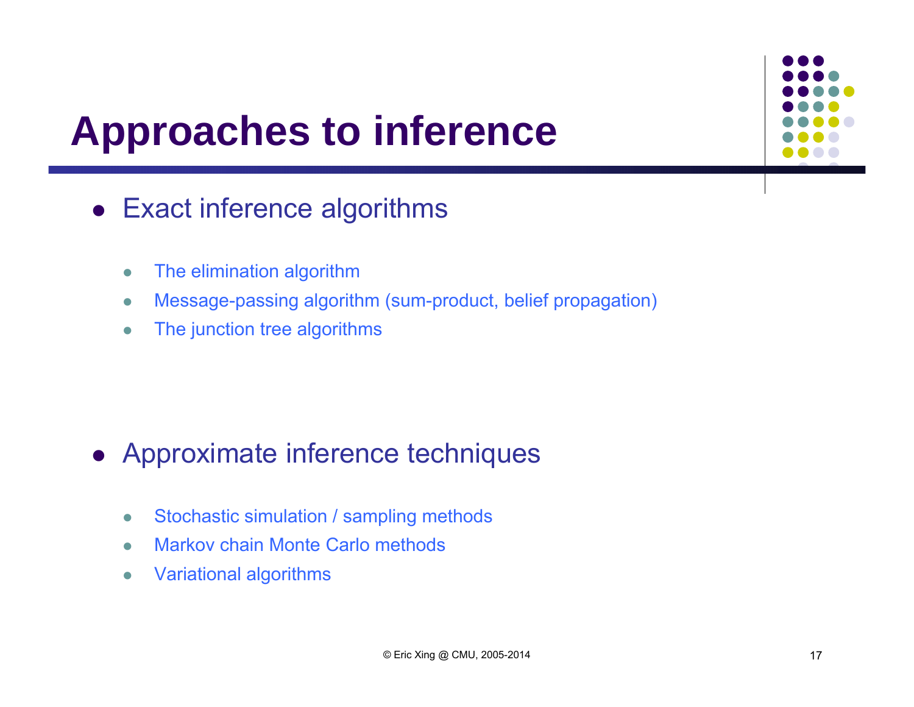# Approaches to inference

- Exact inference algorithms
  - The elimination algorithm
  - Message-passing algorithm (sum-product, belief propagation)
  - The junction tree algorithms

- Approximate inference techniques
  - Stochastic simulation / sampling methods
  - Markov chain Monte Carlo methods
  - Variational algorithms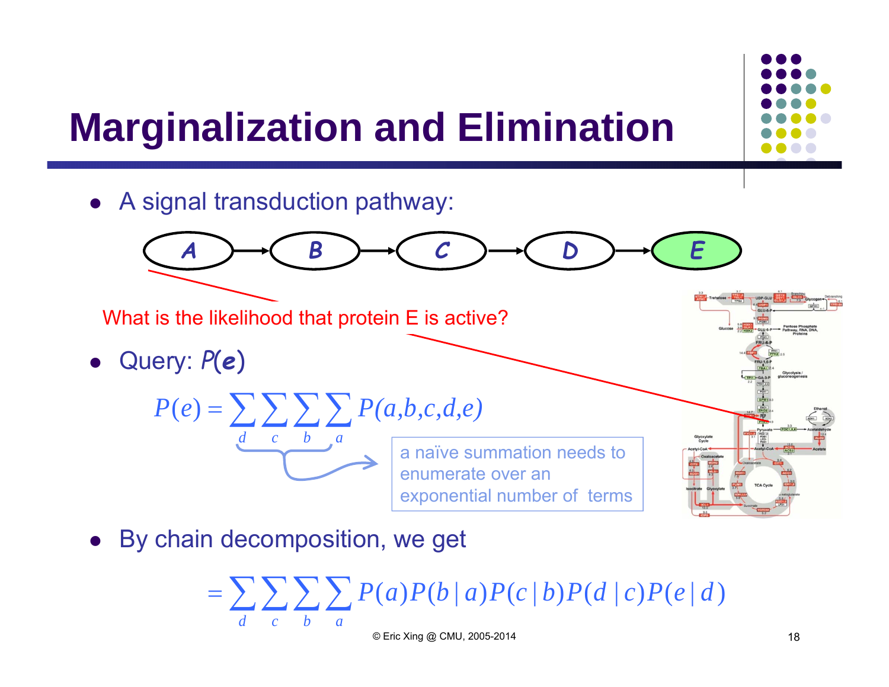# Marginalization and Elimination

- A signal transduction pathway:

A → B → C → D → E

What is the likelihood that protein E is active?

- Query: $P(e)$

$$P(e) = \sum_d \sum_c \sum_b \sum_a P(a,b,c,d,e)$$

a naïve summation needs to enumerate over an exponential number of terms

- By chain decomposition, we get

$$= \sum_d \sum_c \sum_b \sum_a P(a)P(b \mid a)P(c \mid b)P(d \mid c)P(e \mid d)$$

© Eric Xing @ CMU, 2005-2014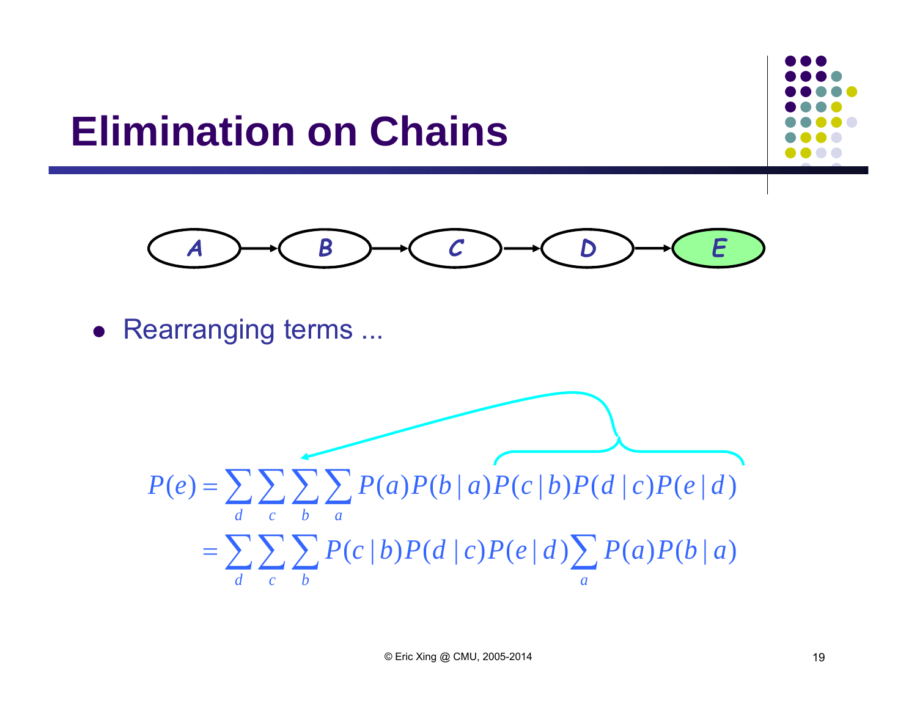# Elimination on Chains

A → B → C → D → E

- Rearranging terms ...

$$P(e) = \sum_d \sum_c \sum_b \sum_a P(a)P(b \mid a)P(c \mid b)P(d \mid c)P(e \mid d)$$

$$= \sum_d \sum_c \sum_b P(c \mid b)P(d \mid c)P(e \mid d) \sum_a P(a)P(b \mid a)$$

© Eric Xing @ CMU, 2005-2014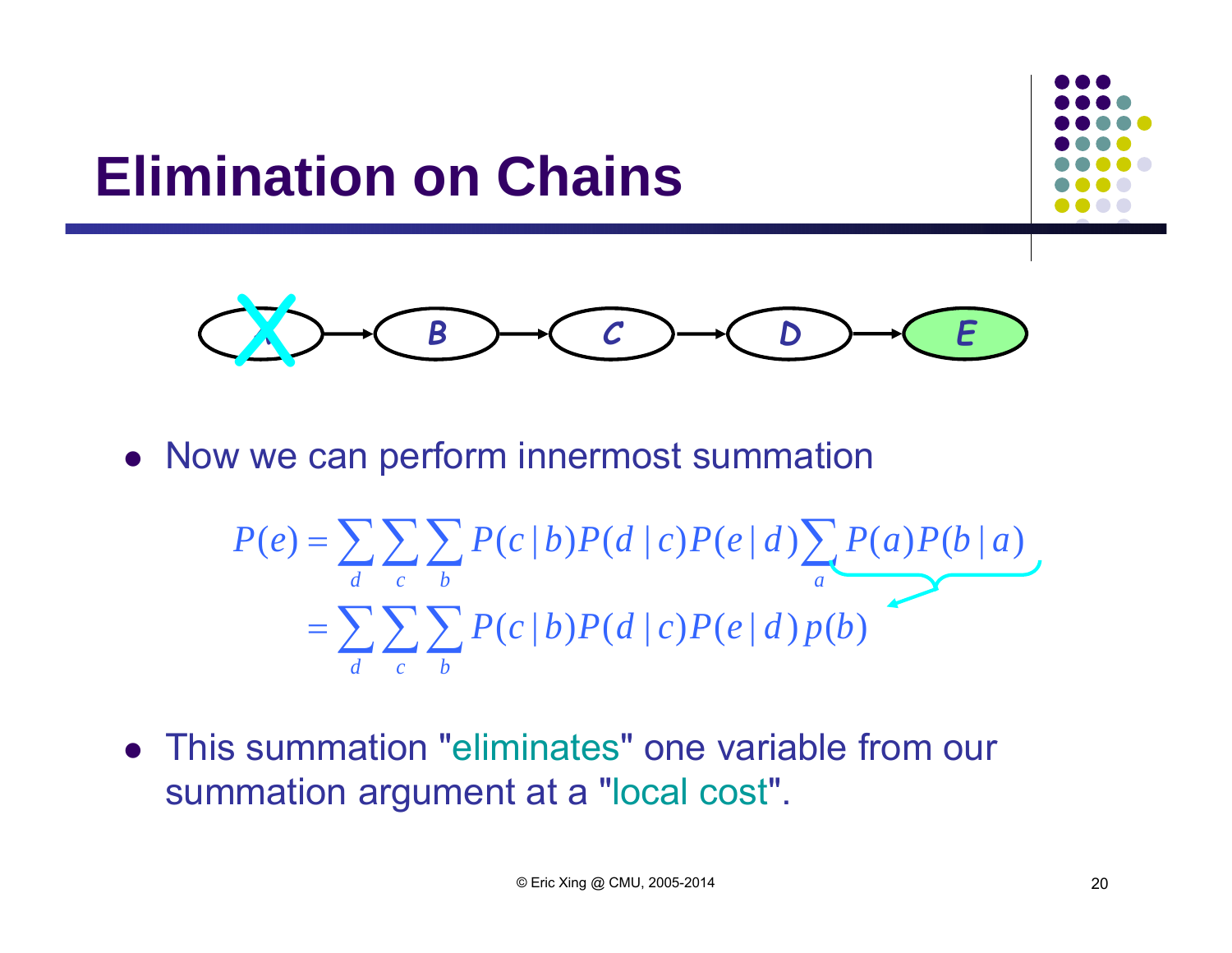# Elimination on Chains

A → B → C → D → E

- Now we can perform innermost summation

$$P(e) = \sum_d \sum_c \sum_b P(c \mid b) P(d \mid c) P(e \mid d) \sum_a P(a) P(b \mid a)$$

$$= \sum_d \sum_c \sum_b P(c \mid b) P(d \mid c) P(e \mid d)\, p(b)$$

- This summation "eliminates" one variable from our summation argument at a "local cost".

© Eric Xing @ CMU, 2005-2014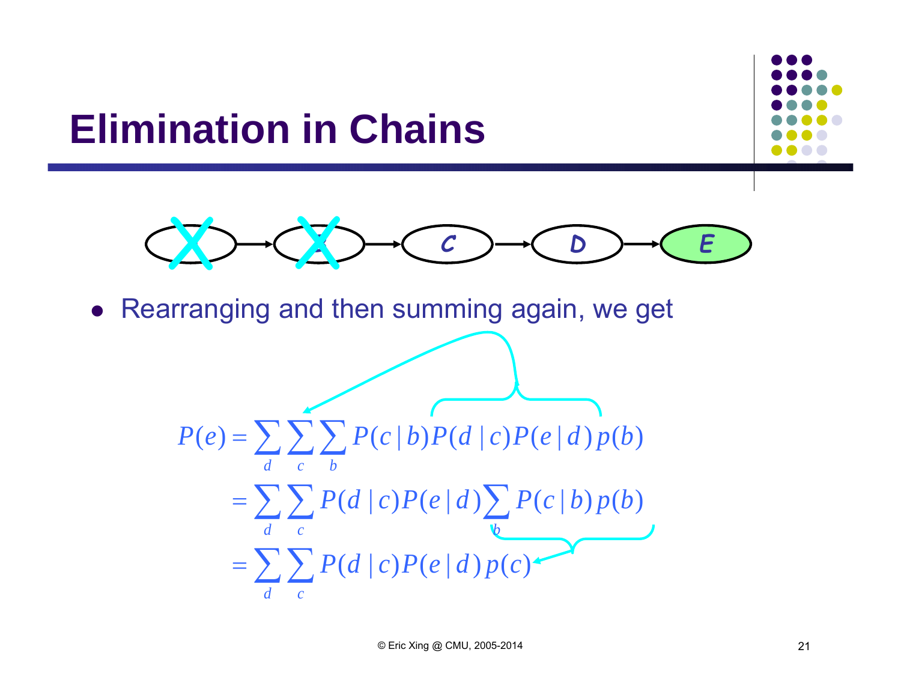# Elimination in Chains

- Rearranging and then summing again, we get

$$
\begin{aligned}
P(e) &= \sum_d \sum_c \sum_b P(c \mid b) P(d \mid c) P(e \mid d) p(b) \\
&= \sum_d \sum_c P(d \mid c) P(e \mid d) \sum_b P(c \mid b) p(b) \\
&= \sum_d \sum_c P(d \mid c) P(e \mid d) p(c)
\end{aligned}
$$

© Eric Xing @ CMU, 2005-2014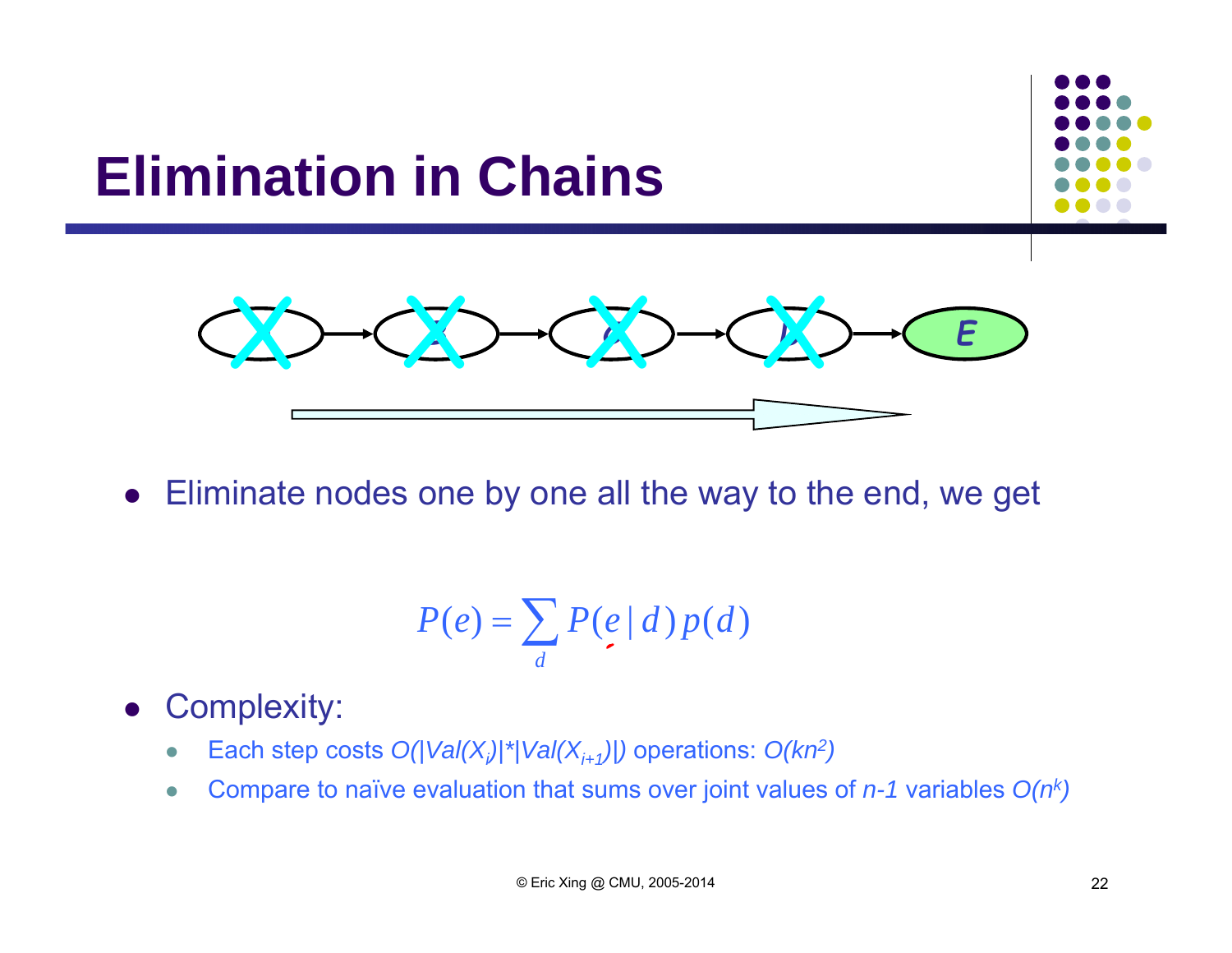# Elimination in Chains

- Eliminate nodes one by one all the way to the end, we get

$$P(e) = \sum_{d} P(e \mid d) p(d)$$

- Complexity:
  - Each step costs $O(|Val(X_i)|*|Val(X_{i+1})|)$ operations: $O(kn^2)$
  - Compare to naïve evaluation that sums over joint values of $n$-$1$ variables $O(n^k)$

© Eric Xing @ CMU, 2005-2014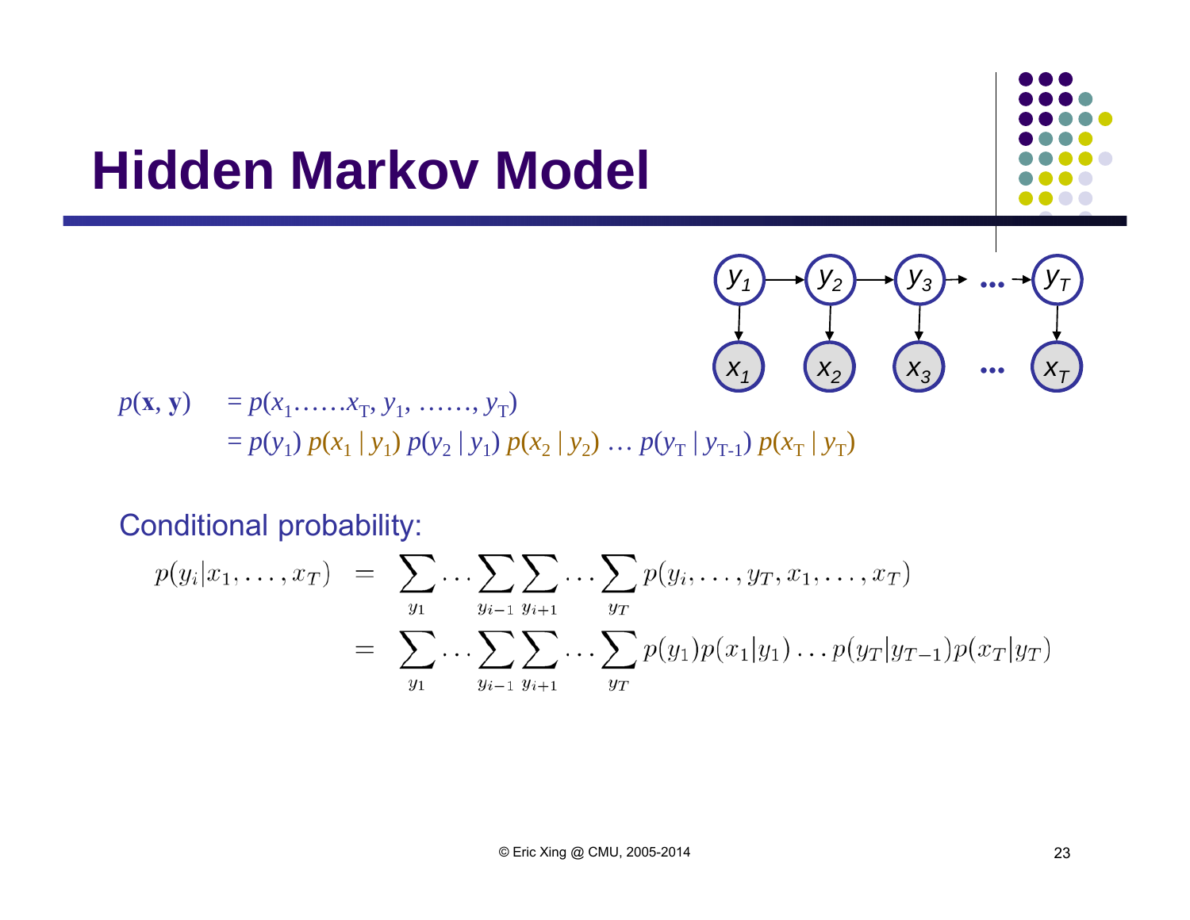# Hidden Markov Model

$$p(\mathbf{x}, \mathbf{y}) = p(x_1 \ldots\ldots x_T, y_1, \ldots\ldots, y_T)$$
$$= p(y_1)\, p(x_1 \mid y_1)\, p(y_2 \mid y_1)\, p(x_2 \mid y_2) \ldots p(y_T \mid y_{T-1})\, p(x_T \mid y_T)$$

Conditional probability:

$$\begin{aligned}
p(y_i|x_1, \ldots, x_T) &= \sum_{y_1} \cdots \sum_{y_{i-1}} \sum_{y_{i+1}} \cdots \sum_{y_T} p(y_i, \ldots, y_T, x_1, \ldots, x_T) \\
&= \sum_{y_1} \cdots \sum_{y_{i-1}} \sum_{y_{i+1}} \cdots \sum_{y_T} p(y_1) p(x_1|y_1) \ldots p(y_T|y_{T-1}) p(x_T|y_T)
\end{aligned}$$

© Eric Xing @ CMU, 2005-2014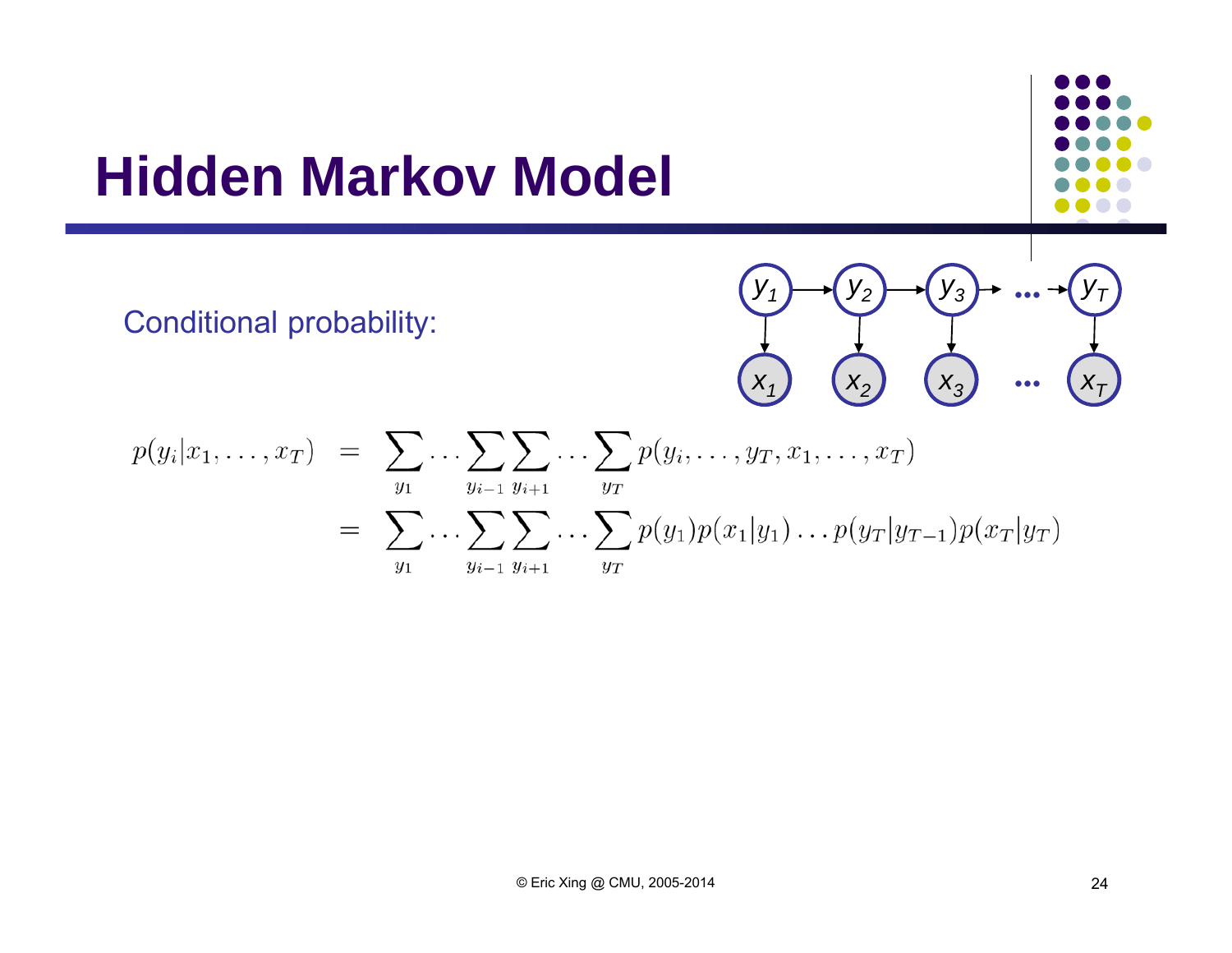# Hidden Markov Model

Conditional probability:

$$
\begin{aligned}
p(y_i|x_1,\ldots,x_T) &= \sum_{y_1}\cdots\sum_{y_{i-1}}\sum_{y_{i+1}}\cdots\sum_{y_T} p(y_i,\ldots,y_T,x_1,\ldots,x_T) \\
&= \sum_{y_1}\cdots\sum_{y_{i-1}}\sum_{y_{i+1}}\cdots\sum_{y_T} p(y_1)p(x_1|y_1)\ldots p(y_T|y_{T-1})p(x_T|y_T)
\end{aligned}
$$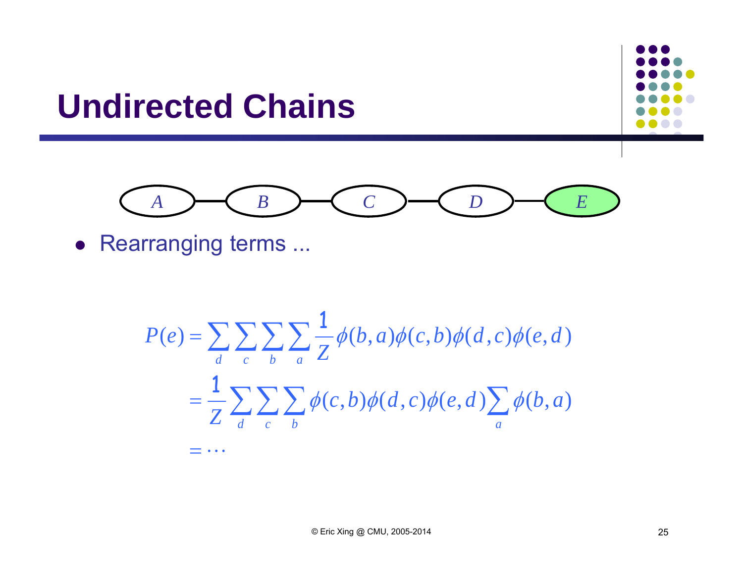# Undirected Chains

A — B — C — D — E

- Rearranging terms ...

$$
\begin{aligned}
P(e) &= \sum_d \sum_c \sum_b \sum_a \frac{1}{Z} \phi(b,a)\phi(c,b)\phi(d,c)\phi(e,d) \\
&= \frac{1}{Z} \sum_d \sum_c \sum_b \phi(c,b)\phi(d,c)\phi(e,d) \sum_a \phi(b,a) \\
&= \cdots
\end{aligned}
$$

© Eric Xing @ CMU, 2005-2014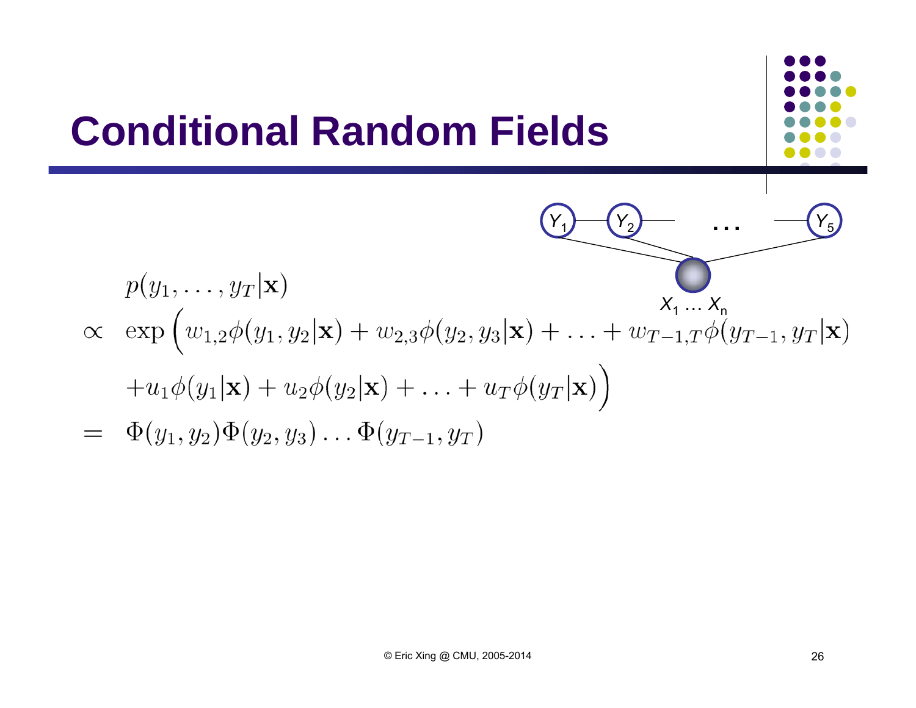# Conditional Random Fields

$Y_1$ — $Y_2$ — ... — $Y_5$

$X_1 \ldots X_n$

$$
\begin{aligned}
& p(y_1, \ldots, y_T | \mathbf{x}) \\
\propto \;\; & \exp\Big( w_{1,2}\phi(y_1, y_2|\mathbf{x}) + w_{2,3}\phi(y_2, y_3|\mathbf{x}) + \ldots + w_{T-1,T}\phi(y_{T-1}, y_T|\mathbf{x}) \\
& + u_1\phi(y_1|\mathbf{x}) + u_2\phi(y_2|\mathbf{x}) + \ldots + u_T\phi(y_T|\mathbf{x}) \Big) \\
= \;\; & \Phi(y_1, y_2)\Phi(y_2, y_3)\ldots\Phi(y_{T-1}, y_T)
\end{aligned}
$$

© Eric Xing @ CMU, 2005-2014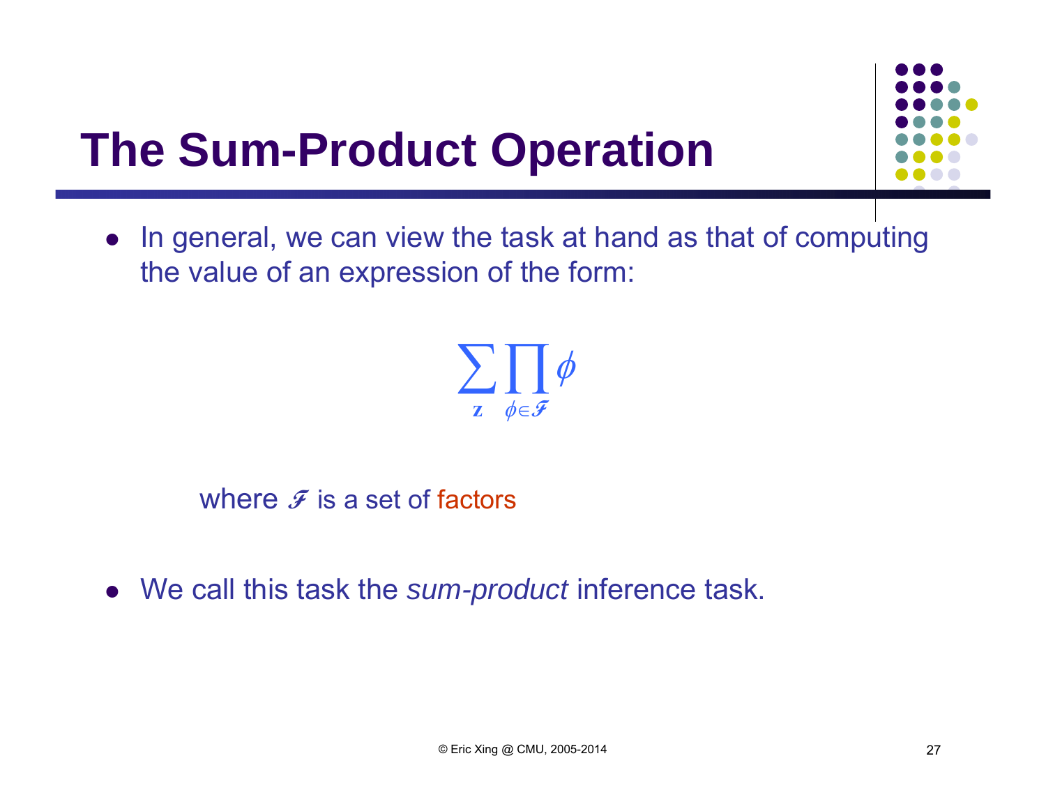# The Sum-Product Operation

- In general, we can view the task at hand as that of computing the value of an expression of the form:

$$\sum_{\mathbf{z}} \prod_{\phi \in \mathcal{F}} \phi$$

where $\mathcal{F}$ is a set of factors

- We call this task the *sum-product* inference task.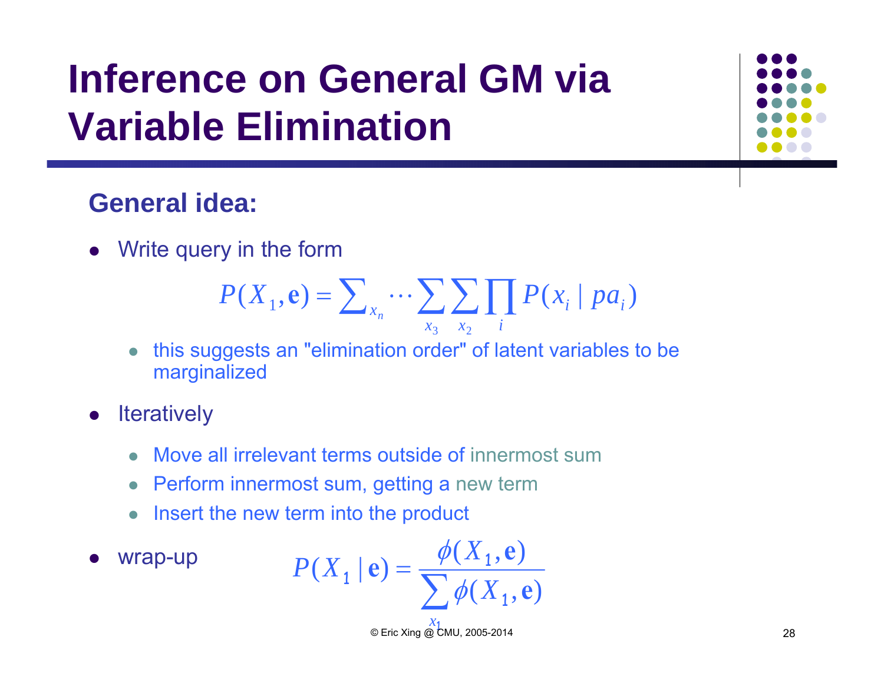# Inference on General GM via Variable Elimination

## General idea:

- Write query in the form

$$P(X_1, \mathbf{e}) = \sum_{x_n} \cdots \sum_{x_3} \sum_{x_2} \prod_i P(x_i \mid pa_i)$$

  - this suggests an "elimination order" of latent variables to be marginalized

- Iteratively
  - Move all irrelevant terms outside of innermost sum
  - Perform innermost sum, getting a new term
  - Insert the new term into the product

- wrap-up

$$P(X_1 \mid \mathbf{e}) = \frac{\phi(X_1, \mathbf{e})}{\sum_{x_1} \phi(X_1, \mathbf{e})}$$

© Eric Xing @ CMU, 2005-2014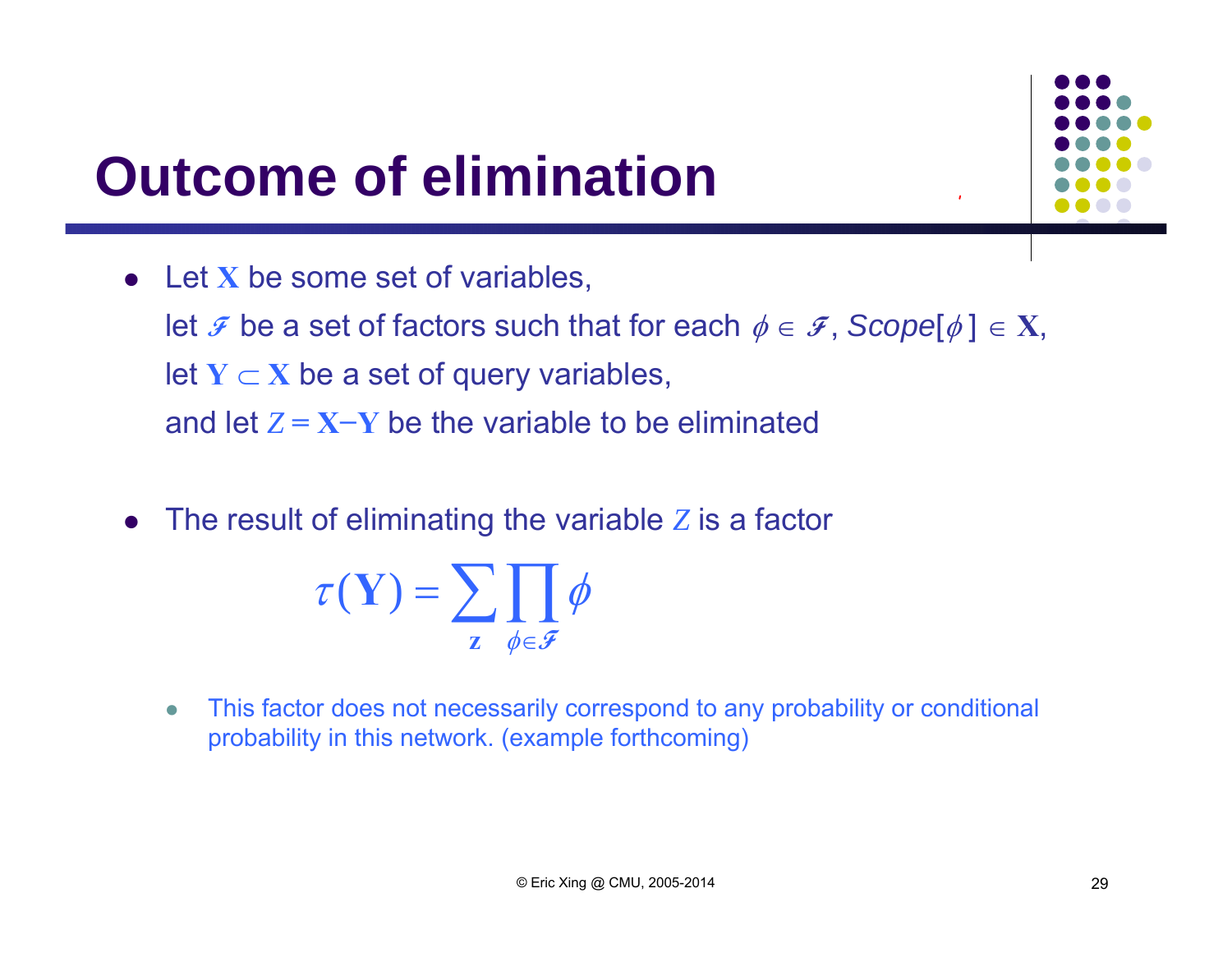# Outcome of elimination

- Let $\mathbf{X}$ be some set of variables,
  let $\mathcal{F}$ be a set of factors such that for each $\phi \in \mathcal{F}$, *Scope*$[\phi] \in \mathbf{X}$,
  let $\mathbf{Y} \subset \mathbf{X}$ be a set of query variables,
  and let $Z = \mathbf{X} - \mathbf{Y}$ be the variable to be eliminated

- The result of eliminating the variable $Z$ is a factor

$$\tau(\mathbf{Y}) = \sum_{\mathbf{z}} \prod_{\phi \in \mathcal{F}} \phi$$

  - This factor does not necessarily correspond to any probability or conditional probability in this network. (example forthcoming)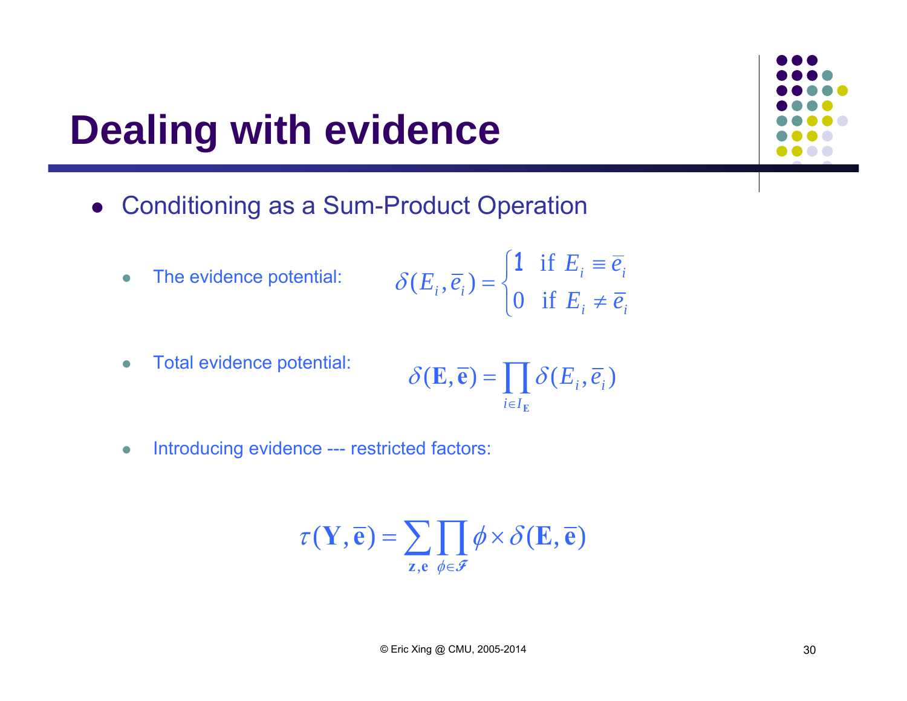# Dealing with evidence

- Conditioning as a Sum-Product Operation
  - The evidence potential:

$$\delta(E_i, \bar{e}_i) = \begin{cases} 1 & \text{if } E_i \equiv \bar{e}_i \\ 0 & \text{if } E_i \neq \bar{e}_i \end{cases}$$

  - Total evidence potential:

$$\delta(\mathbf{E}, \bar{\mathbf{e}}) = \prod_{i \in I_{\mathbf{E}}} \delta(E_i, \bar{e}_i)$$

  - Introducing evidence --- restricted factors:

$$\tau(\mathbf{Y}, \bar{\mathbf{e}}) = \sum_{\mathbf{z}, \mathbf{e}} \prod_{\phi \in \mathcal{F}} \phi \times \delta(\mathbf{E}, \bar{\mathbf{e}})$$

© Eric Xing @ CMU, 2005-2014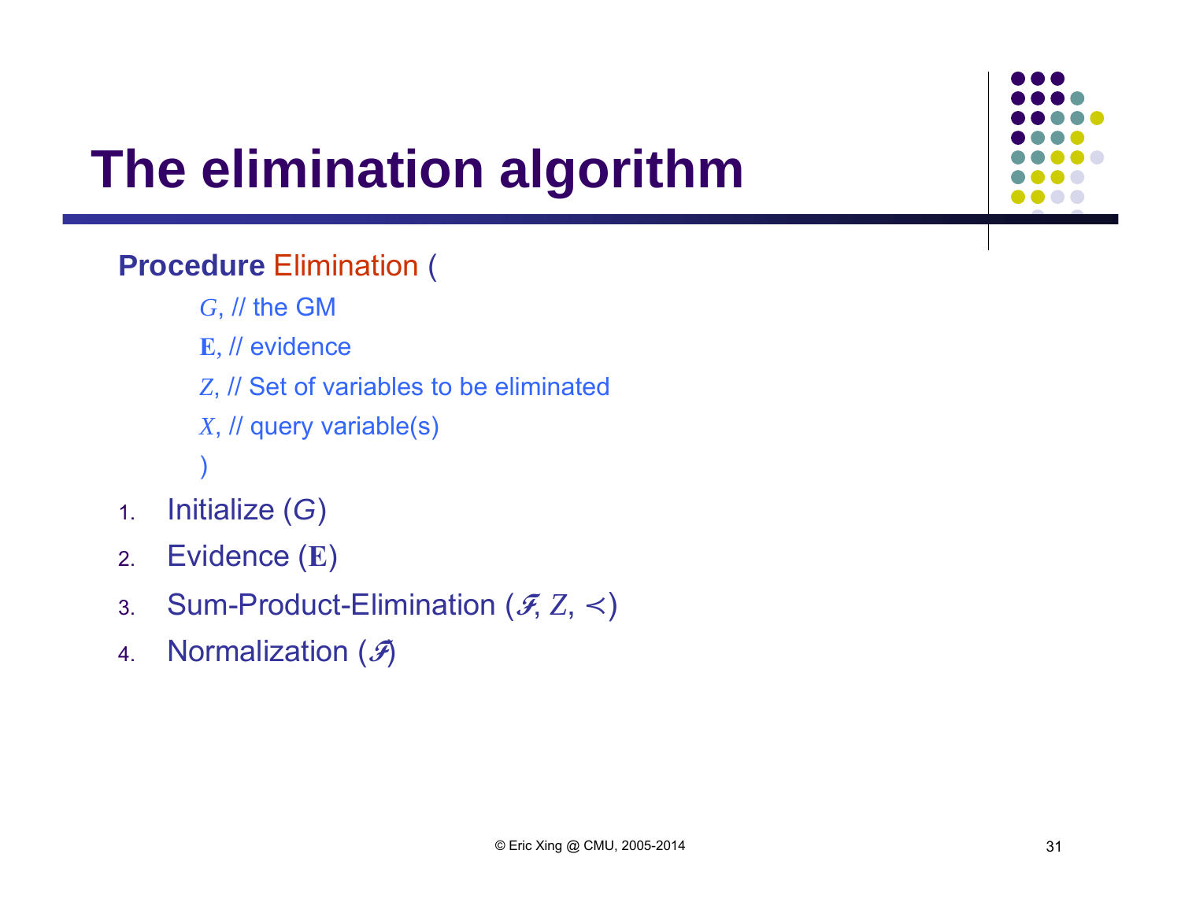# The elimination algorithm

**Procedure** Elimination (

$G$, // the GM

$\mathbf{E}$, // evidence

$Z$, // Set of variables to be eliminated

$X$, // query variable(s)

)

1. Initialize ($G$)
2. Evidence ($\mathbf{E}$)
3. Sum-Product-Elimination ($\mathcal{F}$, $Z$, $\prec$)
4. Normalization ($\mathcal{F}$)

© Eric Xing @ CMU, 2005-2014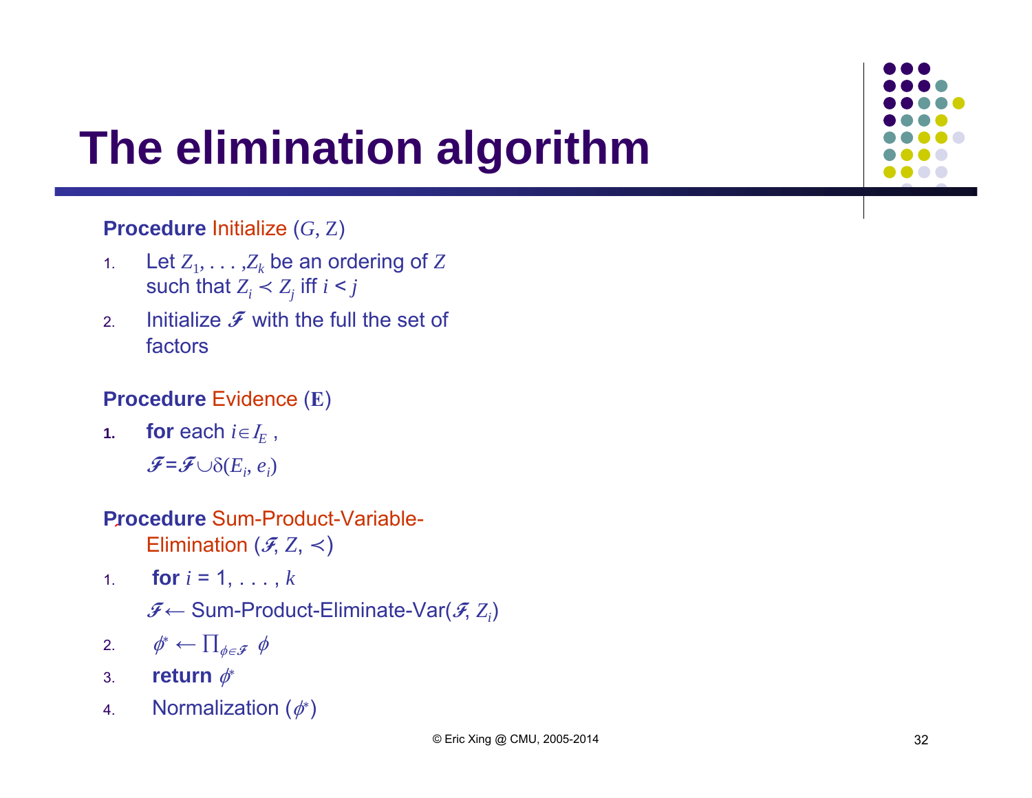# The elimination algorithm

**Procedure** Initialize $(G, Z)$

1. Let $Z_1, \ldots, Z_k$ be an ordering of $Z$ such that $Z_i \prec Z_j$ iff $i < j$
2. Initialize $\mathcal{F}$ with the full the set of factors

**Procedure** Evidence $(\mathbf{E})$

1. **for** each $i \in I_E$ , $\mathcal{F} = \mathcal{F} \cup \delta(E_i, e_i)$

**Procedure** Sum-Product-Variable-Elimination $(\mathcal{F}, Z, \prec)$

1. **for** $i = 1, \ldots, k$ $\mathcal{F} \leftarrow$ Sum-Product-Eliminate-Var$(\mathcal{F}, Z_i)$
2. $\phi^* \leftarrow \prod_{\phi \in \mathcal{F}} \phi$
3. **return** $\phi^*$
4. Normalization $(\phi^*)$

© Eric Xing @ CMU, 2005-2014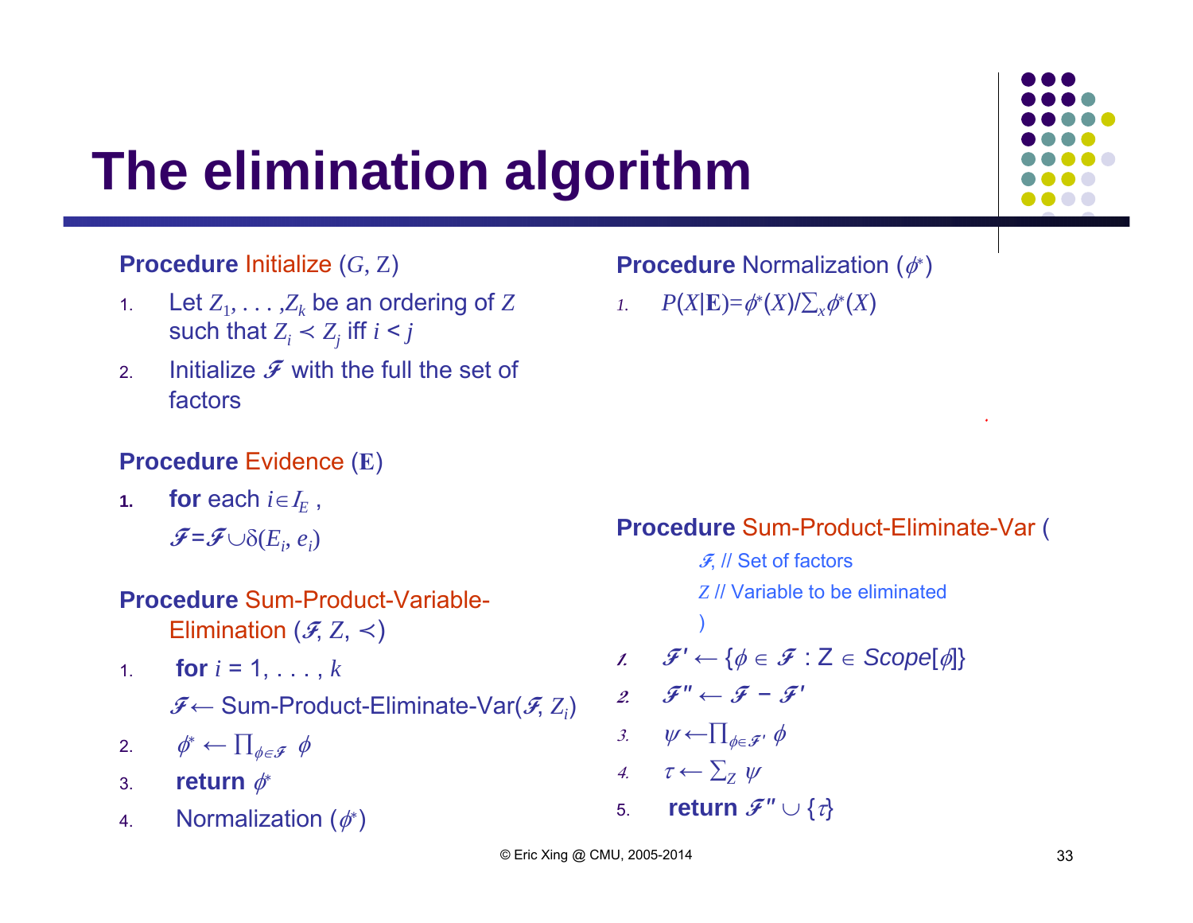# The elimination algorithm

**Procedure** Initialize ($G$, $Z$)

1. Let $Z_1, \ldots, Z_k$ be an ordering of $Z$ such that $Z_i \prec Z_j$ iff $i < j$
2. Initialize $\mathcal{F}$ with the full the set of factors

**Procedure** Evidence ($\mathbf{E}$)

1. **for** each $i \in I_E$ ,
   $\mathcal{F} = \mathcal{F} \cup \delta(E_i, e_i)$

**Procedure** Sum-Product-Variable-Elimination ($\mathcal{F}$, $Z$, $\prec$)

1. **for** $i$ = 1, . . . , $k$
   $\mathcal{F} \leftarrow$ Sum-Product-Eliminate-Var($\mathcal{F}$, $Z_i$)
2. $\phi^* \leftarrow \prod_{\phi \in \mathcal{F}} \phi$
3. **return** $\phi^*$
4. Normalization ($\phi^*$)

**Procedure** Normalization ($\phi^*$)

1. $P(X|\mathbf{E}) = \phi^*(X) / \sum_x \phi^*(X)$

**Procedure** Sum-Product-Eliminate-Var (
  $\mathcal{F}$, // Set of factors
  $Z$ // Variable to be eliminated
)

1. $\mathcal{F}' \leftarrow \{\phi \in \mathcal{F} : Z \in Scope[\phi]\}$
2. $\mathcal{F}'' \leftarrow \mathcal{F} - \mathcal{F}'$
3. $\psi \leftarrow \prod_{\phi \in \mathcal{F}'} \phi$
4. $\tau \leftarrow \sum_Z \psi$
5. **return** $\mathcal{F}'' \cup \{\tau\}$

© Eric Xing @ CMU, 2005-2014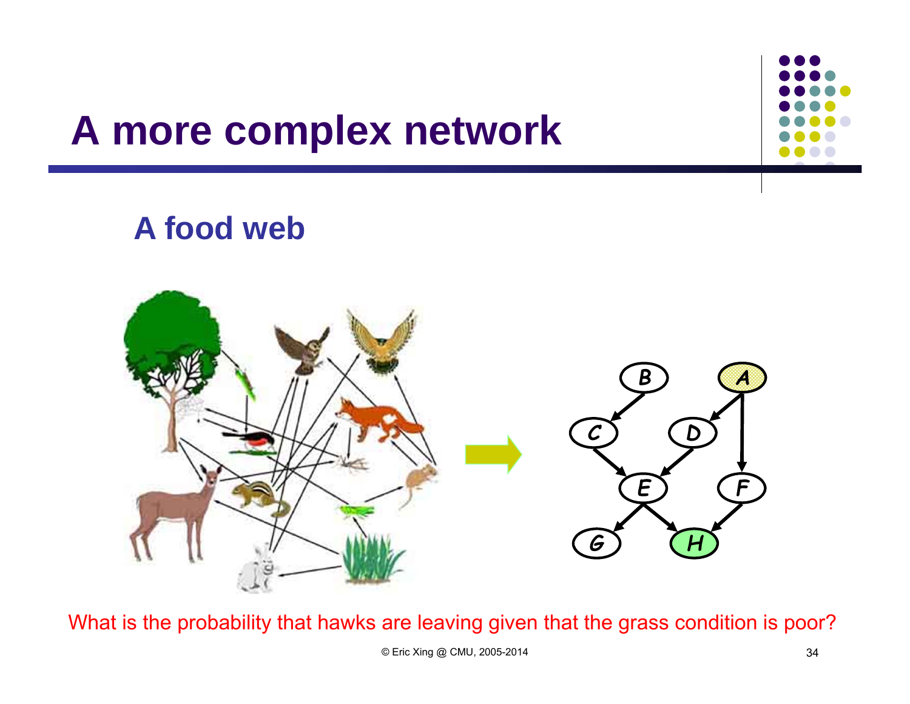# A more complex network

## A food web

What is the probability that hawks are leaving given that the grass condition is poor?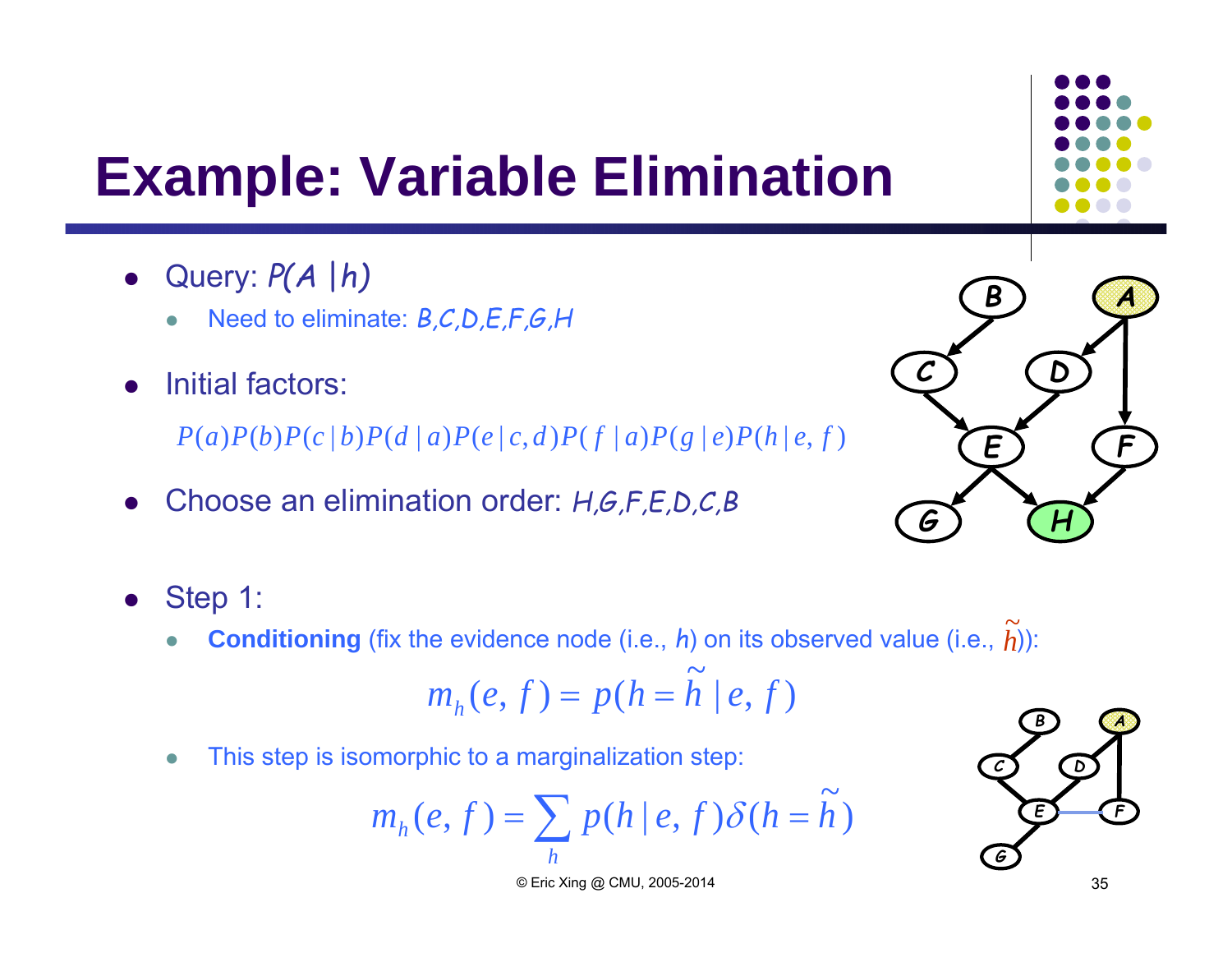# Example: Variable Elimination

- Query: $P(A \mid h)$
  - Need to eliminate: $B,C,D,E,F,G,H$
- Initial factors:

$$P(a)P(b)P(c \mid b)P(d \mid a)P(e \mid c,d)P(f \mid a)P(g \mid e)P(h \mid e, f)$$

- Choose an elimination order: $H,G,F,E,D,C,B$

- Step 1:
  - **Conditioning** (fix the evidence node (i.e., $h$) on its observed value (i.e., $\tilde{h}$)):

$$m_h(e, f) = p(h = \tilde{h} \mid e, f)$$

  - This step is isomorphic to a marginalization step:

$$m_h(e, f) = \sum_h p(h \mid e, f)\delta(h = \tilde{h})$$

© Eric Xing @ CMU, 2005-2014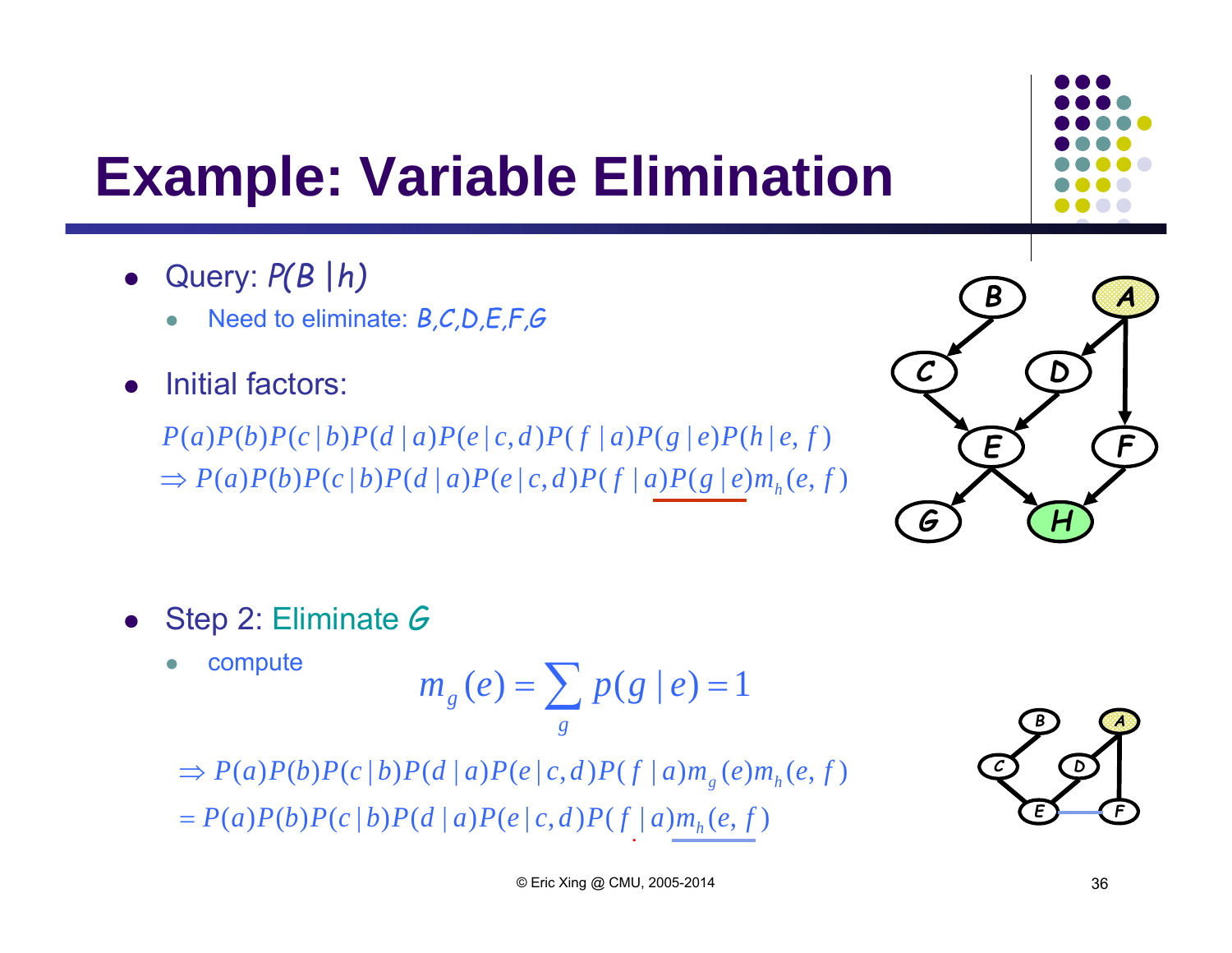# Example: Variable Elimination

- Query: *P(B |h)*
  - Need to eliminate: *B,C,D,E,F,G*
- Initial factors:

$$P(a)P(b)P(c|b)P(d|a)P(e|c,d)P(f|a)P(g|e)P(h|e,f)$$

$$\Rightarrow P(a)P(b)P(c|b)P(d|a)P(e|c,d)P(f|a)P(g|e)m_h(e,f)$$

- Step 2: Eliminate *G*
  - compute

$$m_g(e) = \sum_g p(g|e) = 1$$

$$\Rightarrow P(a)P(b)P(c|b)P(d|a)P(e|c,d)P(f|a)m_g(e)m_h(e,f)$$

$$= P(a)P(b)P(c|b)P(d|a)P(e|c,d)P(f|a)m_h(e,f)$$

© Eric Xing @ CMU, 2005-2014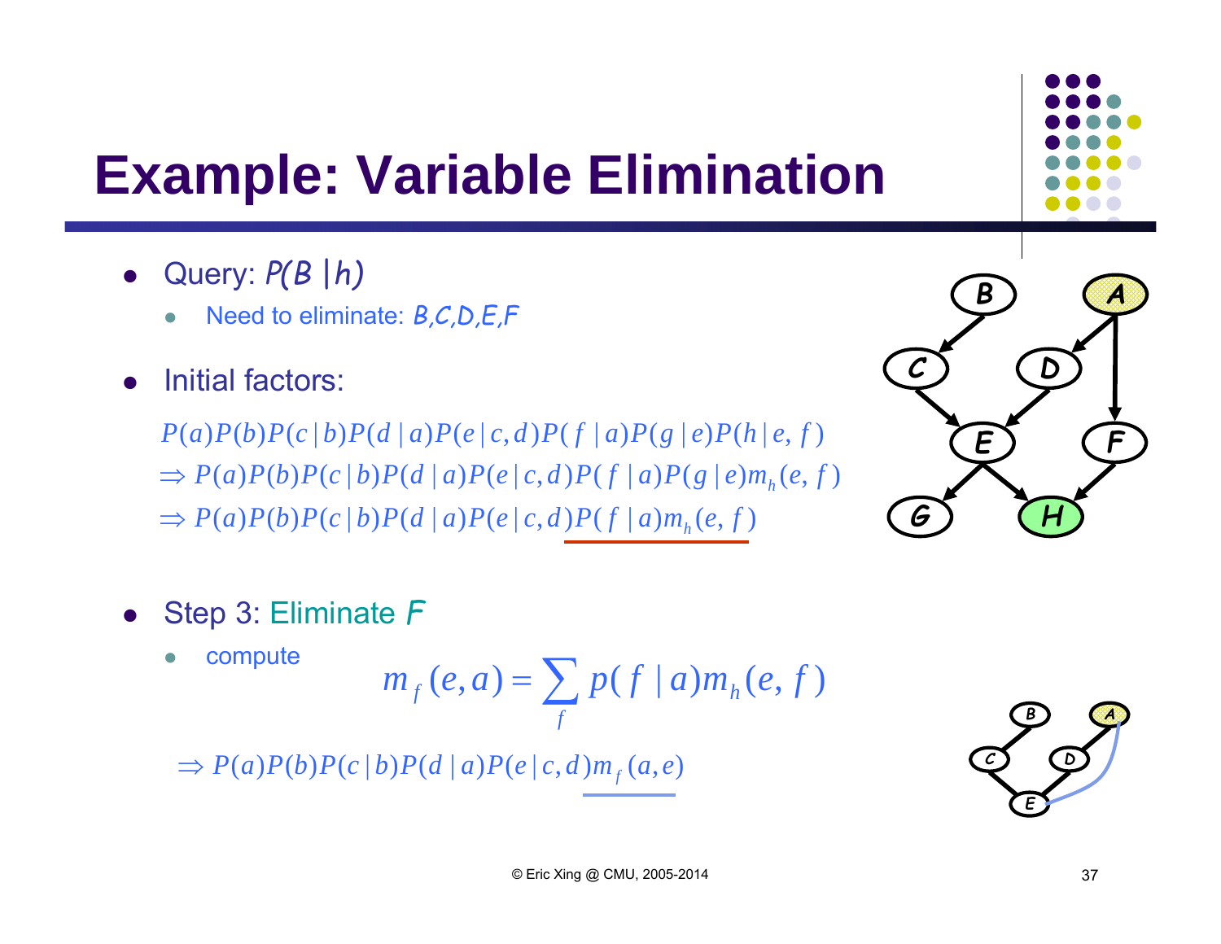# Example: Variable Elimination

- Query: $P(B \mid h)$
  - Need to eliminate: $B,C,D,E,F$
- Initial factors:

$$P(a)P(b)P(c \mid b)P(d \mid a)P(e \mid c,d)P(f \mid a)P(g \mid e)P(h \mid e,f)$$

$$\Rightarrow P(a)P(b)P(c \mid b)P(d \mid a)P(e \mid c,d)P(f \mid a)P(g \mid e)m_h(e,f)$$

$$\Rightarrow P(a)P(b)P(c \mid b)P(d \mid a)P(e \mid c,d)P(f \mid a)m_h(e,f)$$

- Step 3: Eliminate $F$
  - compute

$$m_f(e,a) = \sum_f p(f \mid a)m_h(e,f)$$

$$\Rightarrow P(a)P(b)P(c \mid b)P(d \mid a)P(e \mid c,d)m_f(a,e)$$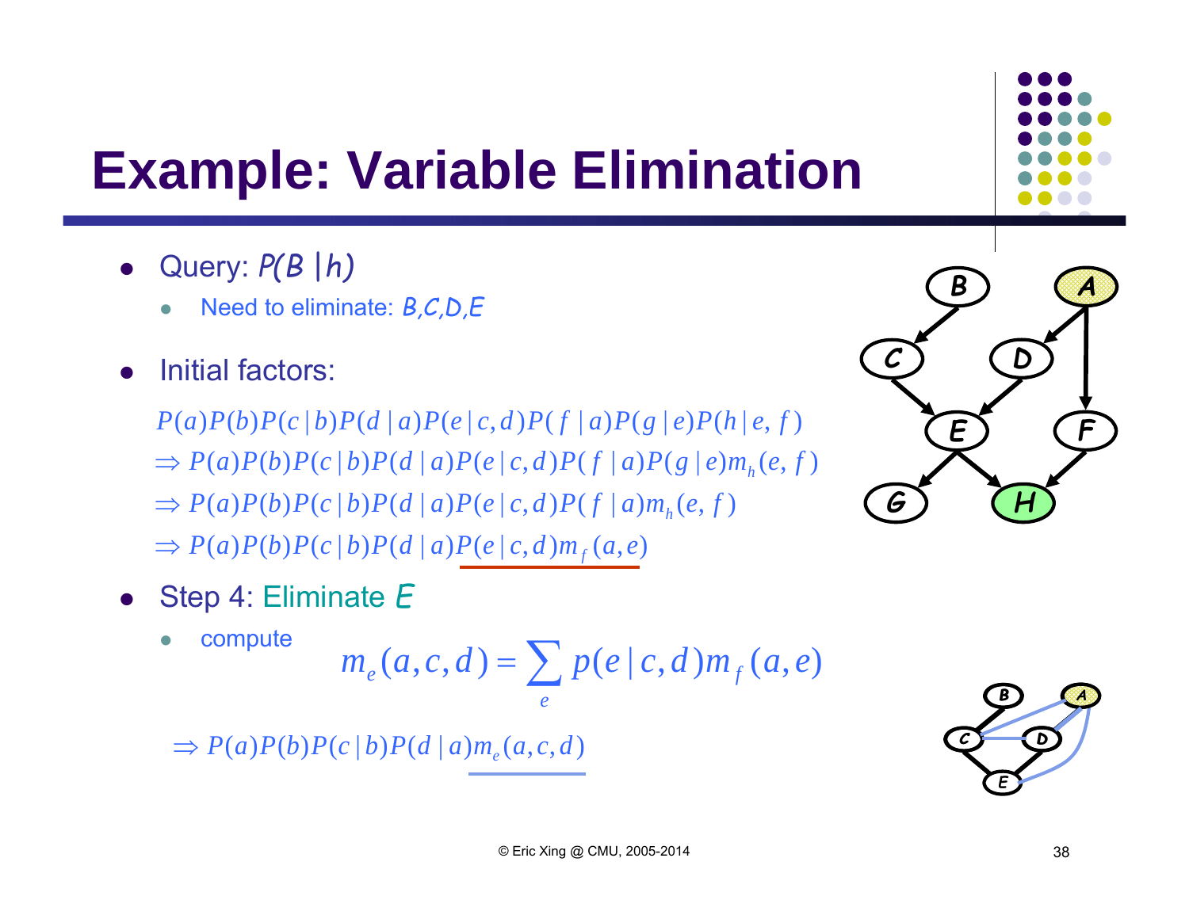# Example: Variable Elimination

- Query: $P(B \mid h)$
  - Need to eliminate: $B,C,D,E$

- Initial factors:

$$P(a)P(b)P(c \mid b)P(d \mid a)P(e \mid c,d)P(f \mid a)P(g \mid e)P(h \mid e,f)$$

$$\Rightarrow P(a)P(b)P(c \mid b)P(d \mid a)P(e \mid c,d)P(f \mid a)P(g \mid e)m_h(e,f)$$

$$\Rightarrow P(a)P(b)P(c \mid b)P(d \mid a)P(e \mid c,d)P(f \mid a)m_h(e,f)$$

$$\Rightarrow P(a)P(b)P(c \mid b)P(d \mid a)P(e \mid c,d)m_f(a,e)$$

- Step 4: Eliminate $E$
  - compute

$$m_e(a,c,d) = \sum_e p(e \mid c,d)m_f(a,e)$$

$$\Rightarrow P(a)P(b)P(c \mid b)P(d \mid a)m_e(a,c,d)$$

© Eric Xing @ CMU, 2005-2014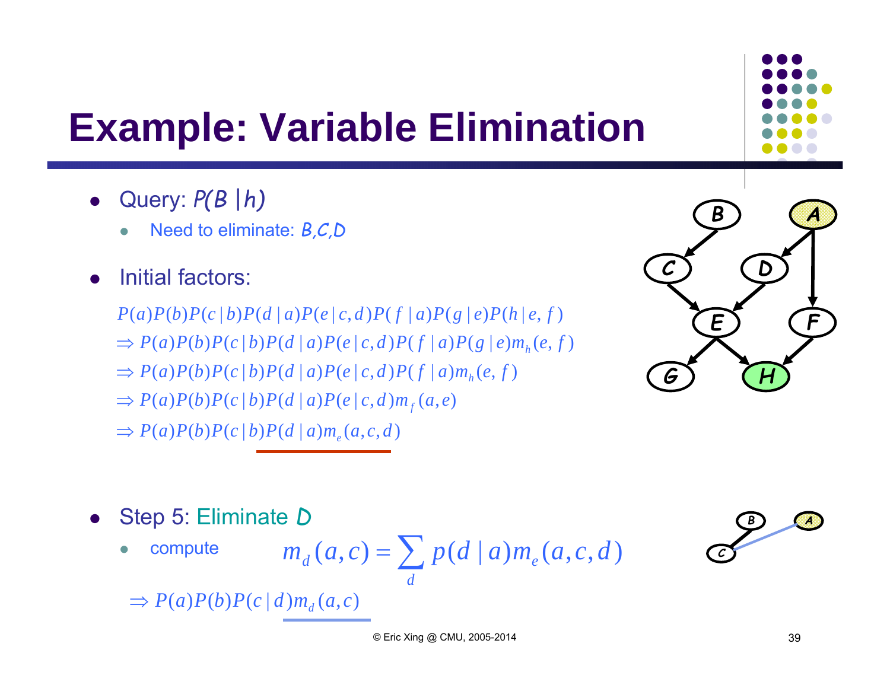# Example: Variable Elimination

- Query: $P(B \mid h)$
  - Need to eliminate: $B, C, D$
- Initial factors:

$$P(a)P(b)P(c \mid b)P(d \mid a)P(e \mid c,d)P(f \mid a)P(g \mid e)P(h \mid e,f)$$
$$\Rightarrow P(a)P(b)P(c \mid b)P(d \mid a)P(e \mid c,d)P(f \mid a)P(g \mid e)m_h(e,f)$$
$$\Rightarrow P(a)P(b)P(c \mid b)P(d \mid a)P(e \mid c,d)P(f \mid a)m_h(e,f)$$
$$\Rightarrow P(a)P(b)P(c \mid b)P(d \mid a)P(e \mid c,d)m_f(a,e)$$
$$\Rightarrow P(a)P(b)P(c \mid b)P(d \mid a)m_e(a,c,d)$$

- Step 5: Eliminate $D$
  - compute $$m_d(a,c) = \sum_d p(d \mid a) m_e(a,c,d)$$

$$\Rightarrow P(a)P(b)P(c \mid d)m_d(a,c)$$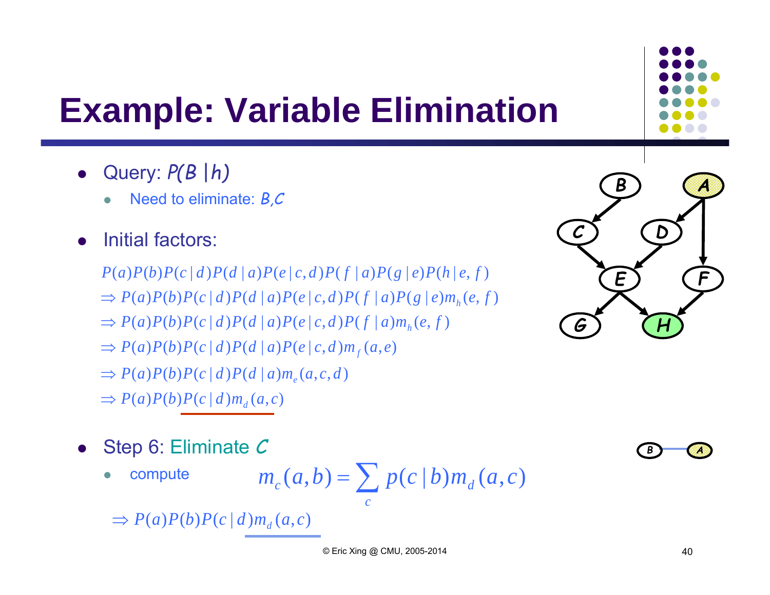# Example: Variable Elimination

- Query: $P(B \mid h)$
  - Need to eliminate: $B,C$
- Initial factors:

$$P(a)P(b)P(c \mid d)P(d \mid a)P(e \mid c,d)P(f \mid a)P(g \mid e)P(h \mid e,f)$$
$$\Rightarrow P(a)P(b)P(c \mid d)P(d \mid a)P(e \mid c,d)P(f \mid a)P(g \mid e)m_h(e,f)$$
$$\Rightarrow P(a)P(b)P(c \mid d)P(d \mid a)P(e \mid c,d)P(f \mid a)m_h(e,f)$$
$$\Rightarrow P(a)P(b)P(c \mid d)P(d \mid a)P(e \mid c,d)m_f(a,e)$$
$$\Rightarrow P(a)P(b)P(c \mid d)P(d \mid a)m_e(a,c,d)$$
$$\Rightarrow P(a)P(b)P(c \mid d)m_d(a,c)$$

- Step 6: Eliminate $C$
  - compute $$m_c(a,b) = \sum_c p(c \mid b)m_d(a,c)$$

$$\Rightarrow P(a)P(b)P(c \mid d)m_d(a,c)$$

© Eric Xing @ CMU, 2005-2014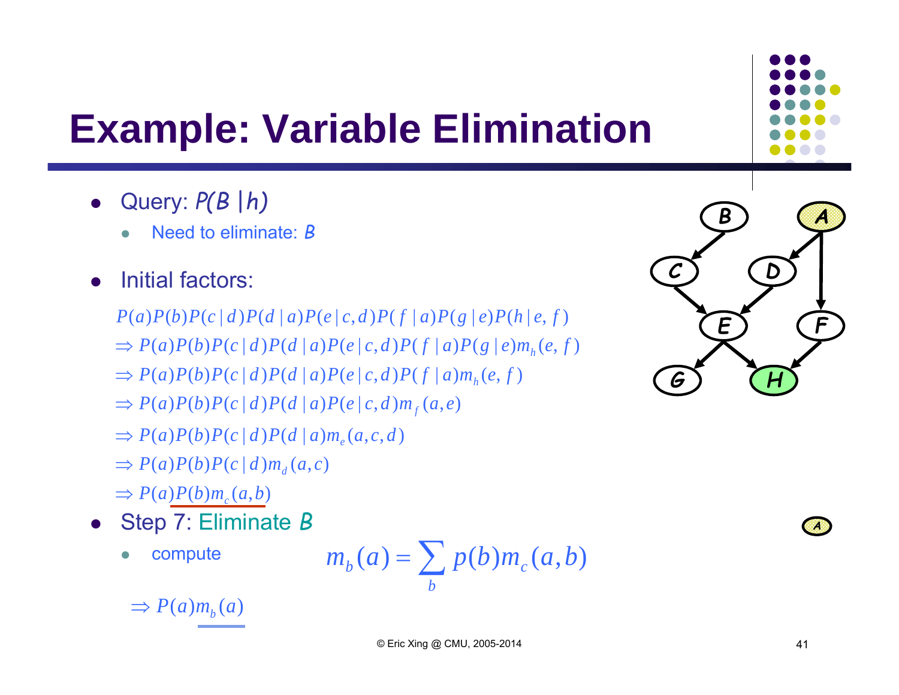# Example: Variable Elimination

- Query: $P(B\,|h)$
  - Need to eliminate: $B$
- Initial factors:

$$P(a)P(b)P(c\,|\,d)P(d\,|\,a)P(e\,|\,c,d)P(f\,|\,a)P(g\,|\,e)P(h\,|\,e,f)$$

$$\Rightarrow P(a)P(b)P(c\,|\,d)P(d\,|\,a)P(e\,|\,c,d)P(f\,|\,a)P(g\,|\,e)m_h(e,f)$$

$$\Rightarrow P(a)P(b)P(c\,|\,d)P(d\,|\,a)P(e\,|\,c,d)P(f\,|\,a)m_h(e,f)$$

$$\Rightarrow P(a)P(b)P(c\,|\,d)P(d\,|\,a)P(e\,|\,c,d)m_f(a,e)$$

$$\Rightarrow P(a)P(b)P(c\,|\,d)P(d\,|\,a)m_e(a,c,d)$$

$$\Rightarrow P(a)P(b)P(c\,|\,d)m_d(a,c)$$

$$\Rightarrow P(a)P(b)m_c(a,b)$$

- Step 7: Eliminate $B$
  - compute

$$m_b(a) = \sum_b p(b)m_c(a,b)$$

$$\Rightarrow P(a)m_b(a)$$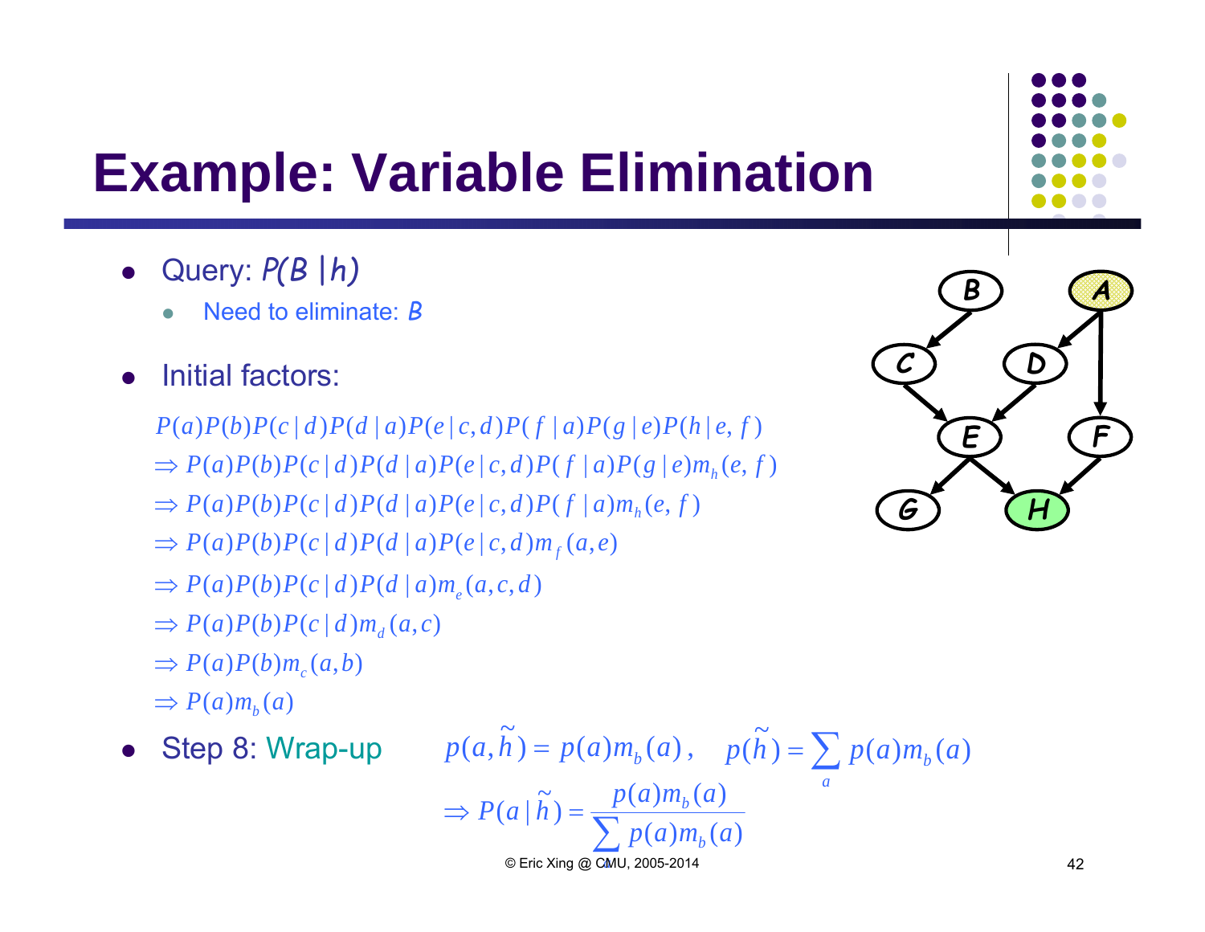# Example: Variable Elimination

- Query: $P(B \mid h)$
  - Need to eliminate: $B$
- Initial factors:

$$P(a)P(b)P(c \mid d)P(d \mid a)P(e \mid c,d)P(f \mid a)P(g \mid e)P(h \mid e,f)$$

$$\Rightarrow P(a)P(b)P(c \mid d)P(d \mid a)P(e \mid c,d)P(f \mid a)P(g \mid e)m_h(e,f)$$

$$\Rightarrow P(a)P(b)P(c \mid d)P(d \mid a)P(e \mid c,d)P(f \mid a)m_h(e,f)$$

$$\Rightarrow P(a)P(b)P(c \mid d)P(d \mid a)P(e \mid c,d)m_f(a,e)$$

$$\Rightarrow P(a)P(b)P(c \mid d)P(d \mid a)m_e(a,c,d)$$

$$\Rightarrow P(a)P(b)P(c \mid d)m_d(a,c)$$

$$\Rightarrow P(a)P(b)m_c(a,b)$$

$$\Rightarrow P(a)m_b(a)$$

- Step 8: Wrap-up

$$p(a,\tilde{h}) = p(a)m_b(a), \quad p(\tilde{h}) = \sum_a p(a)m_b(a)$$

$$\Rightarrow P(a \mid \tilde{h}) = \frac{p(a)m_b(a)}{\sum_a p(a)m_b(a)}$$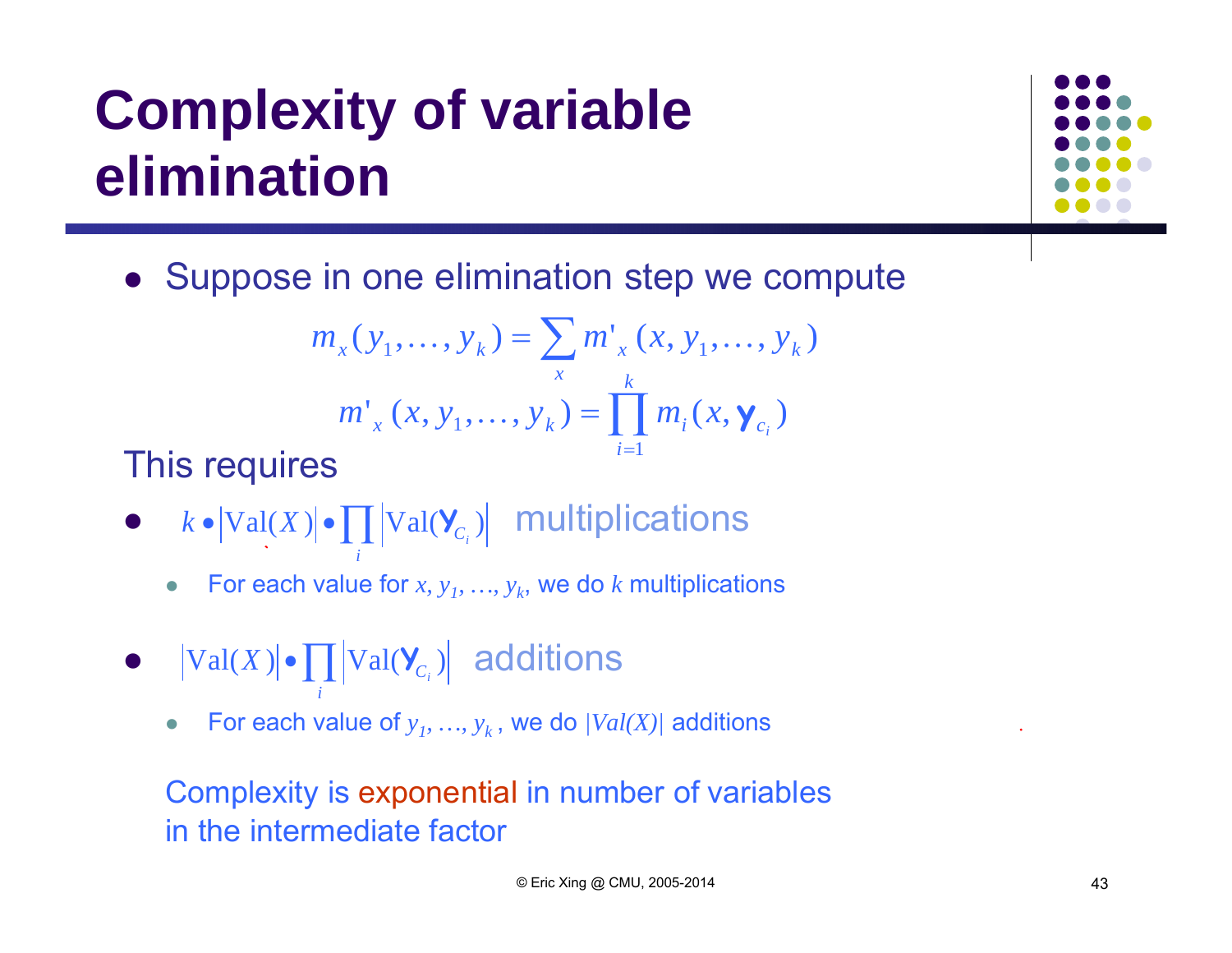# Complexity of variable elimination

- Suppose in one elimination step we compute

$$m_x(y_1,\ldots,y_k) = \sum_x m'_x(x, y_1,\ldots,y_k)$$

$$m'_x(x, y_1,\ldots,y_k) = \prod_{i=1}^{k} m_i(x, \mathbf{y}_{c_i})$$

This requires

- $k \bullet |\mathrm{Val}(X)| \bullet \prod_i |\mathrm{Val}(\mathbf{Y}_{C_i})|$ multiplications
  - For each value for $x, y_1, \ldots, y_k$, we do $k$ multiplications
- $|\mathrm{Val}(X)| \bullet \prod_i |\mathrm{Val}(\mathbf{Y}_{C_i})|$ additions
  - For each value of $y_1, \ldots, y_k$, we do $|Val(X)|$ additions

Complexity is exponential in number of variables in the intermediate factor

© Eric Xing @ CMU, 2005-2014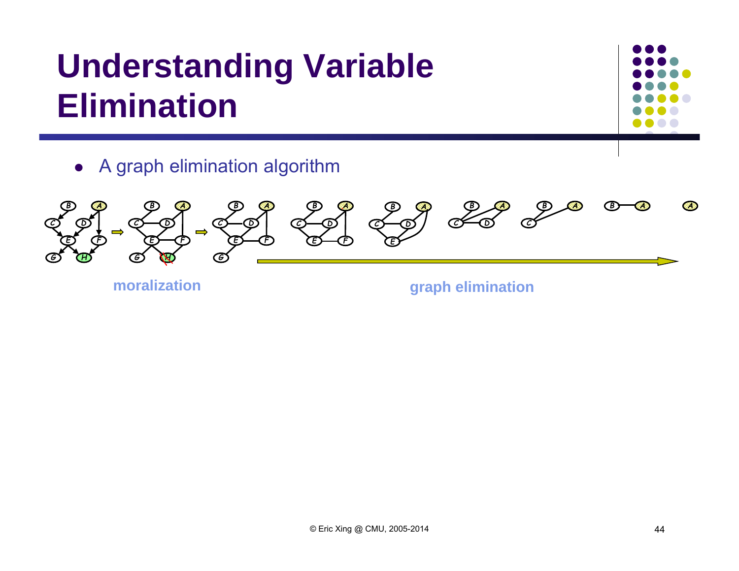# Understanding Variable Elimination

- A graph elimination algorithm

moralization

graph elimination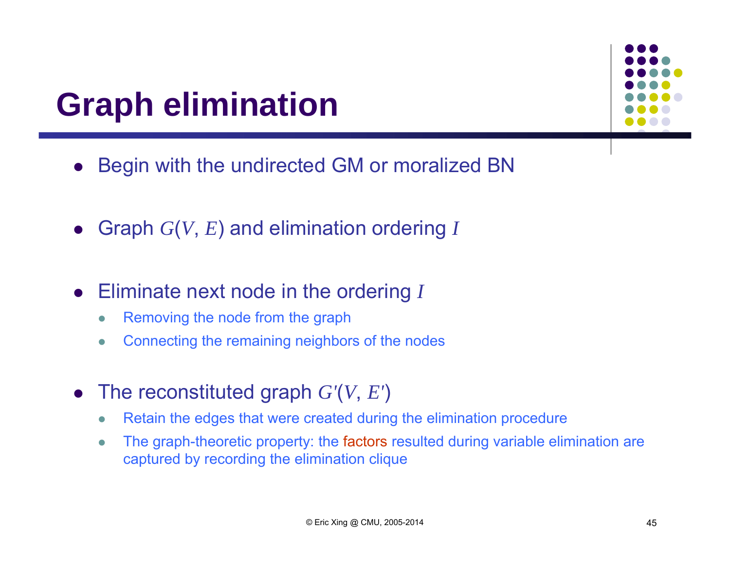# Graph elimination

- Begin with the undirected GM or moralized BN
- Graph $G(V, E)$ and elimination ordering $I$
- Eliminate next node in the ordering $I$
  - Removing the node from the graph
  - Connecting the remaining neighbors of the nodes
- The reconstituted graph $G'(V, E')$
  - Retain the edges that were created during the elimination procedure
  - The graph-theoretic property: the factors resulted during variable elimination are captured by recording the elimination clique

© Eric Xing @ CMU, 2005-2014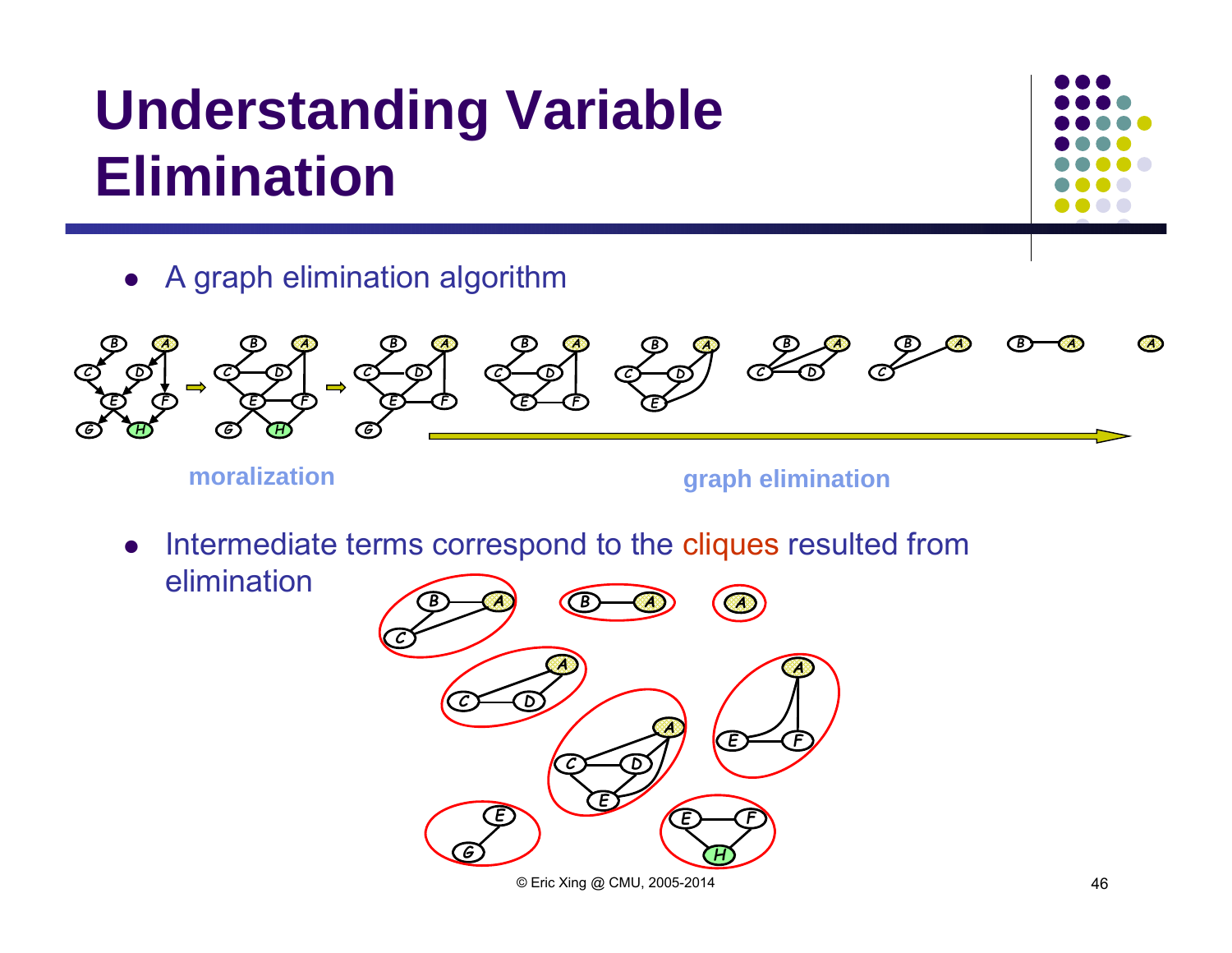# Understanding Variable Elimination

- A graph elimination algorithm

moralization

graph elimination

- Intermediate terms correspond to the cliques resulted from elimination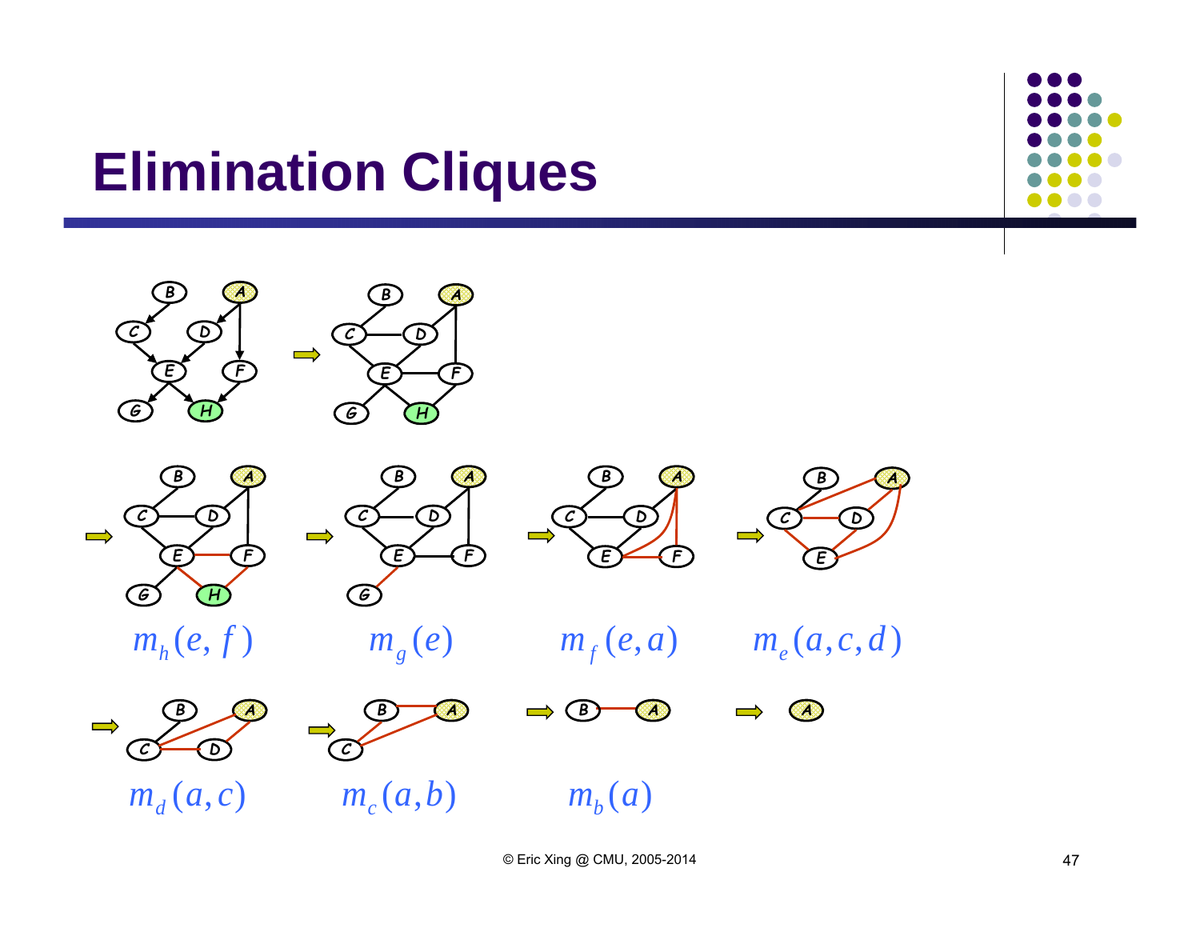# Elimination Cliques

$m_h(e, f)$ $m_g(e)$ $m_f(e, a)$ $m_e(a, c, d)$

$m_d(a, c)$ $m_c(a, b)$ $m_b(a)$

© Eric Xing @ CMU, 2005-2014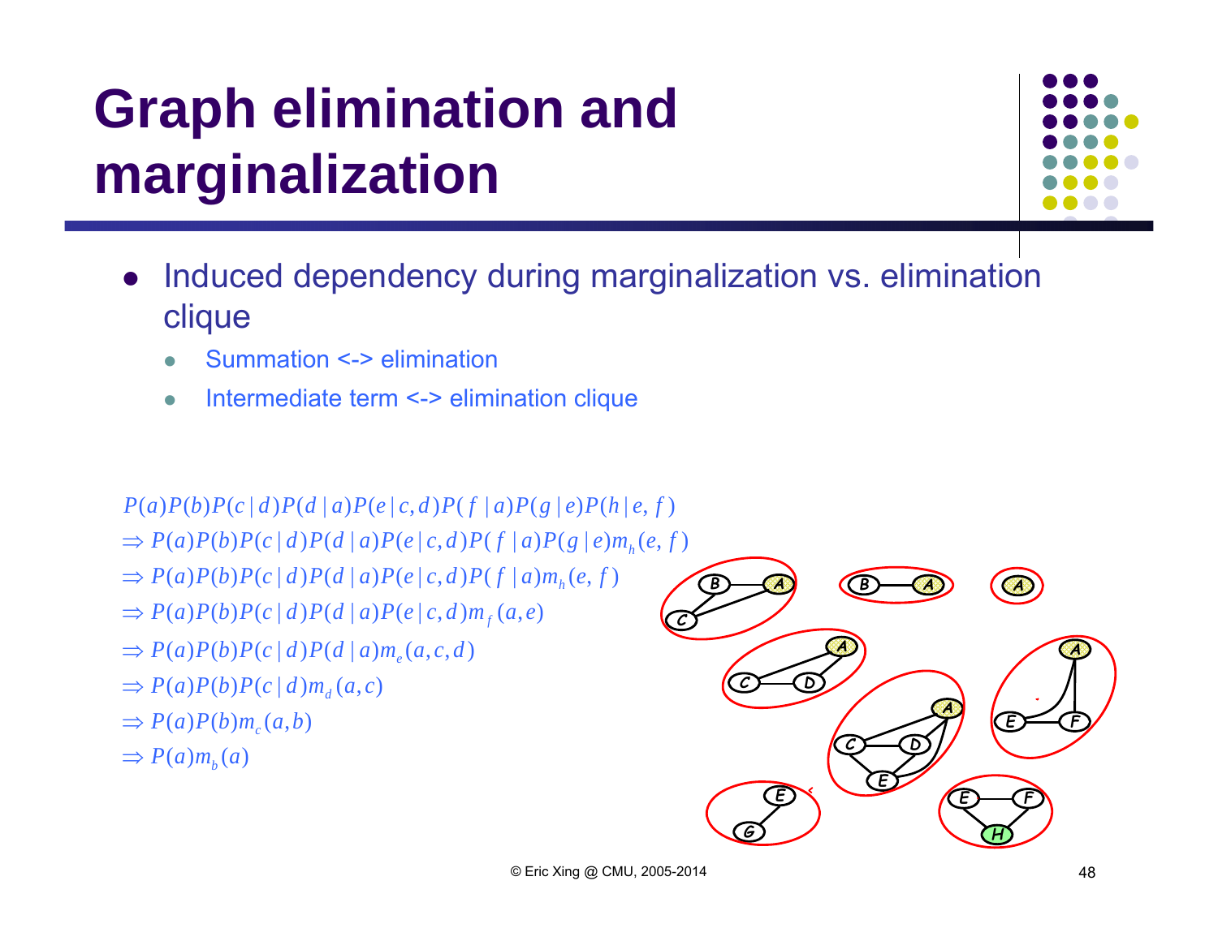# Graph elimination and marginalization

- Induced dependency during marginalization vs. elimination clique
  - Summation <-> elimination
  - Intermediate term <-> elimination clique

$$P(a)P(b)P(c|d)P(d|a)P(e|c,d)P(f|a)P(g|e)P(h|e,f)$$
$$\Rightarrow P(a)P(b)P(c|d)P(d|a)P(e|c,d)P(f|a)P(g|e)m_h(e,f)$$
$$\Rightarrow P(a)P(b)P(c|d)P(d|a)P(e|c,d)P(f|a)m_h(e,f)$$
$$\Rightarrow P(a)P(b)P(c|d)P(d|a)P(e|c,d)m_f(a,e)$$
$$\Rightarrow P(a)P(b)P(c|d)P(d|a)m_e(a,c,d)$$
$$\Rightarrow P(a)P(b)P(c|d)m_d(a,c)$$
$$\Rightarrow P(a)P(b)m_c(a,b)$$
$$\Rightarrow P(a)m_b(a)$$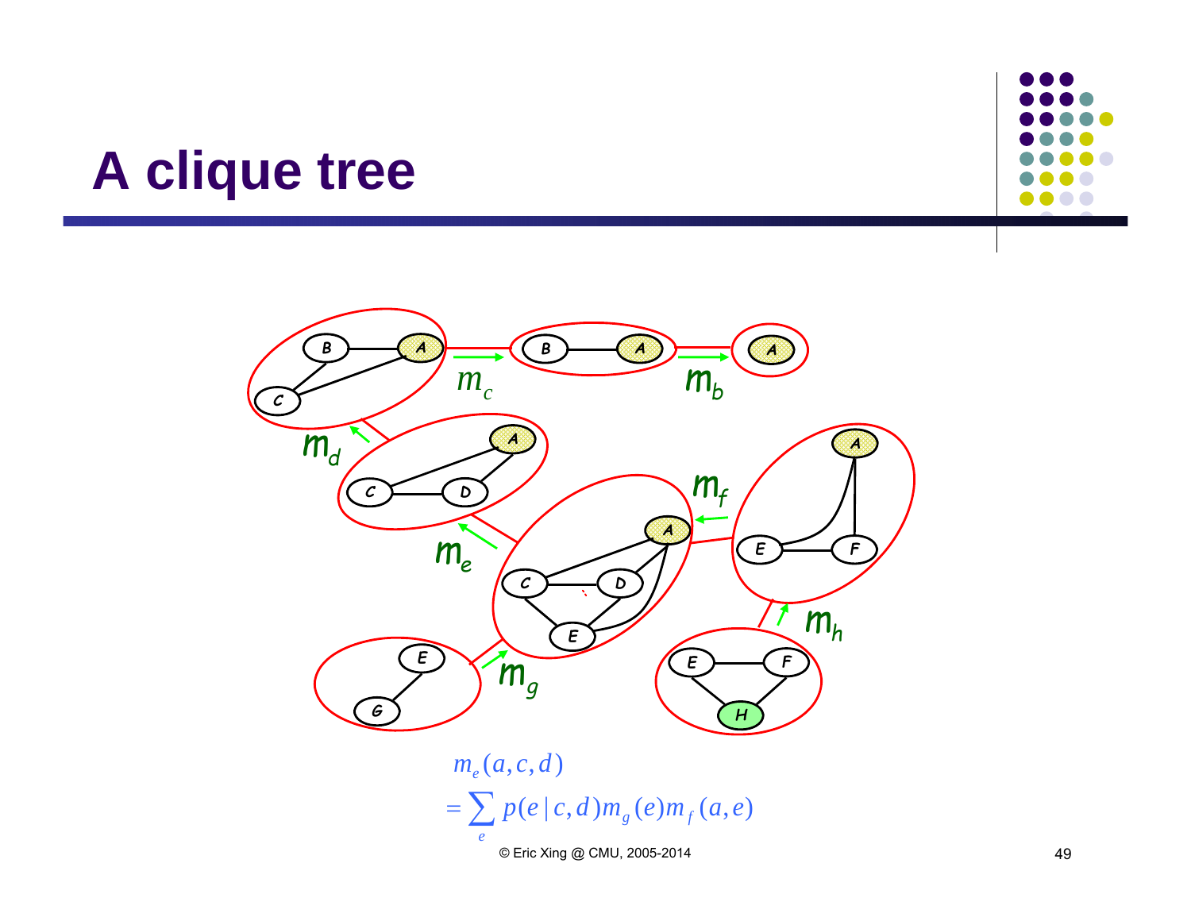# A clique tree

$$m_e(a,c,d) = \sum_e p(e \mid c,d) m_g(e) m_f(a,e)$$

© Eric Xing @ CMU, 2005-2014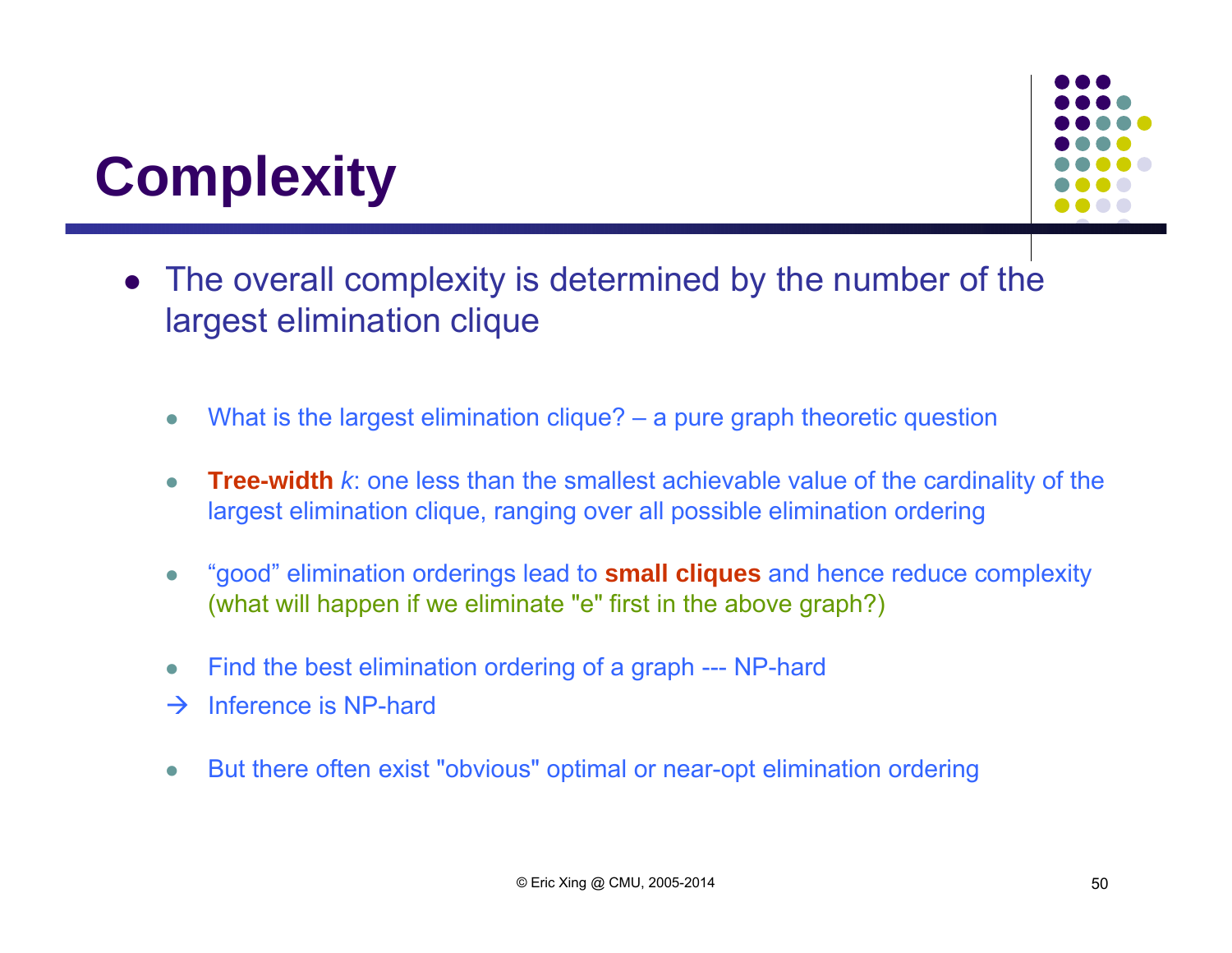# Complexity

- The overall complexity is determined by the number of the largest elimination clique

  - What is the largest elimination clique? – a pure graph theoretic question

  - **Tree-width** *k*: one less than the smallest achievable value of the cardinality of the largest elimination clique, ranging over all possible elimination ordering

  - “good” elimination orderings lead to **small cliques** and hence reduce complexity (what will happen if we eliminate "e" first in the above graph?)

  - Find the best elimination ordering of a graph --- NP-hard

  → Inference is NP-hard

  - But there often exist "obvious" optimal or near-opt elimination ordering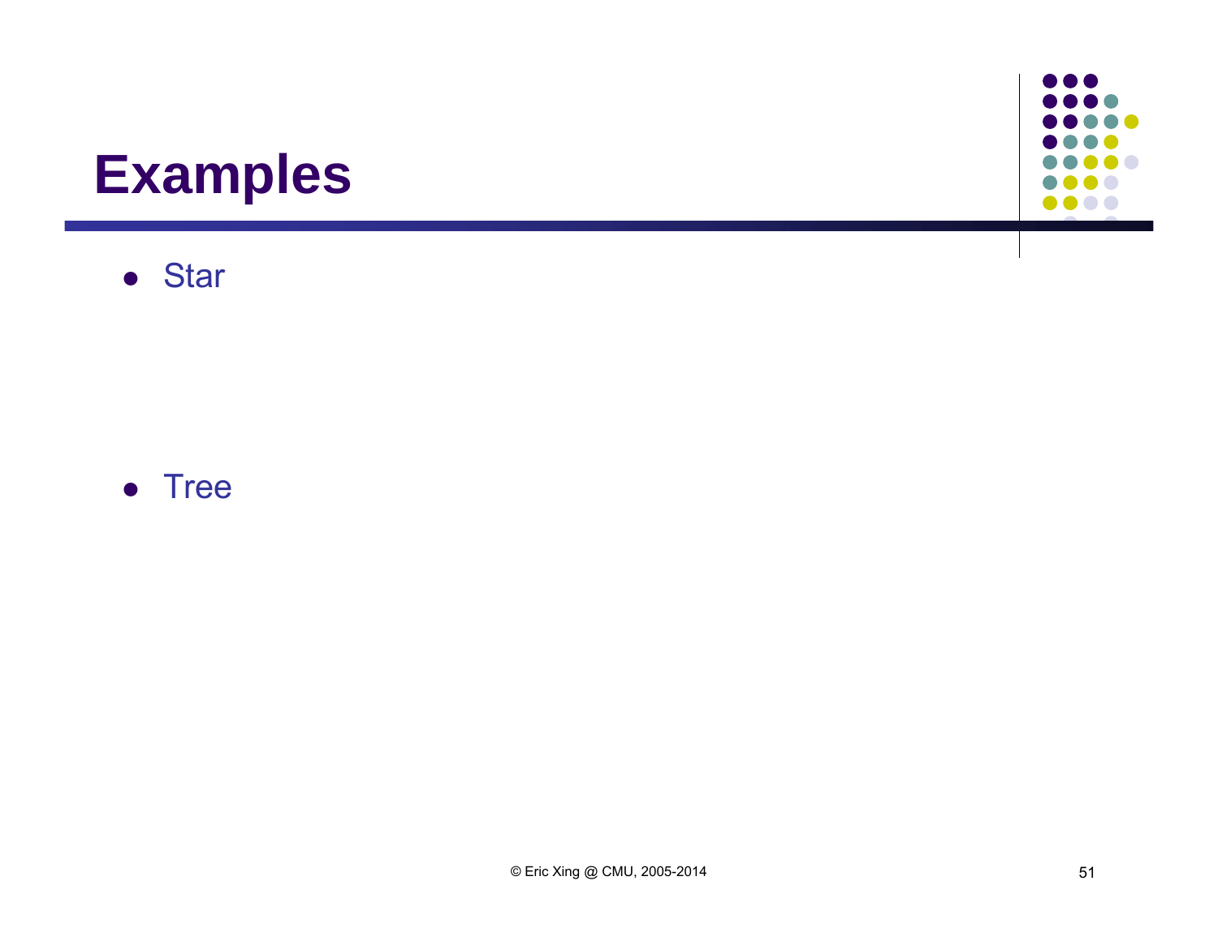# Examples

- Star

- Tree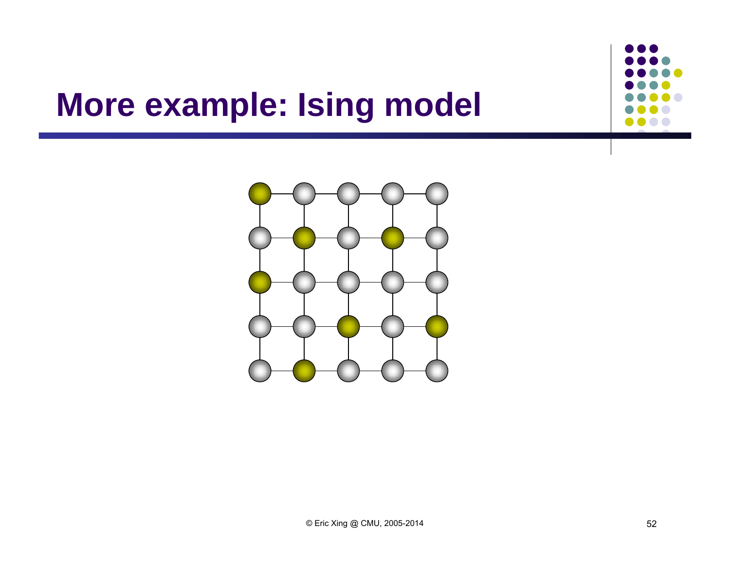# More example: Ising model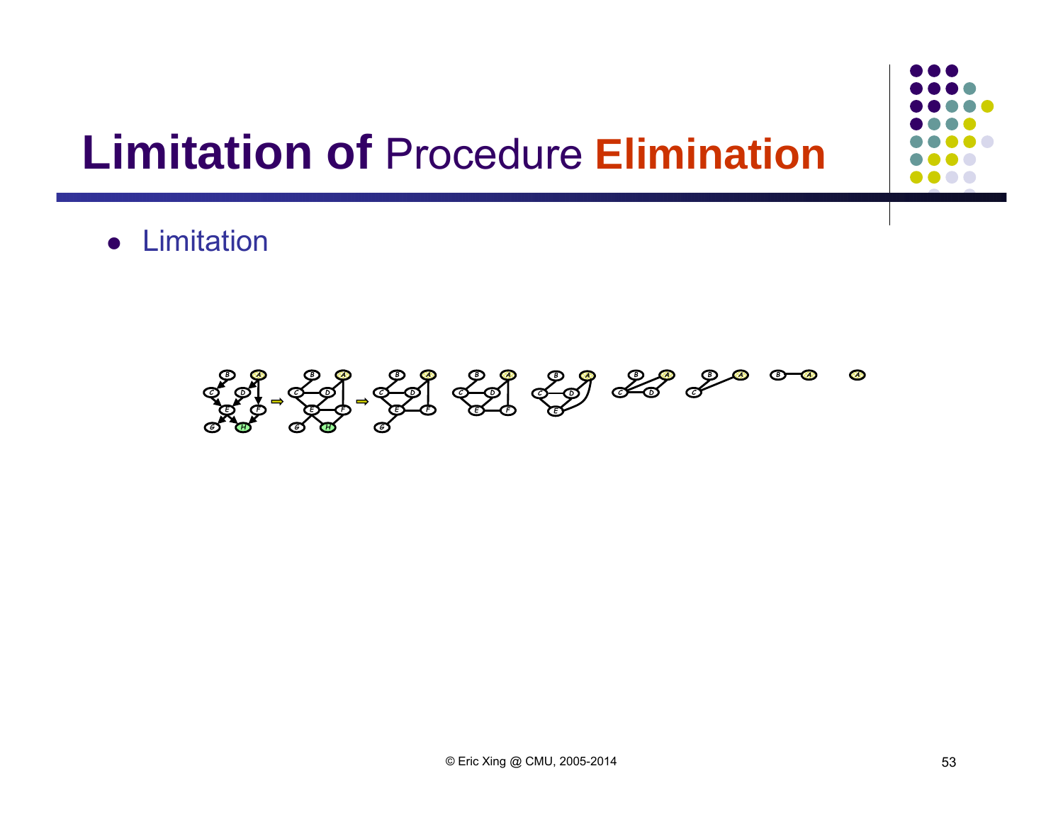# Limitation of Procedure Elimination

- Limitation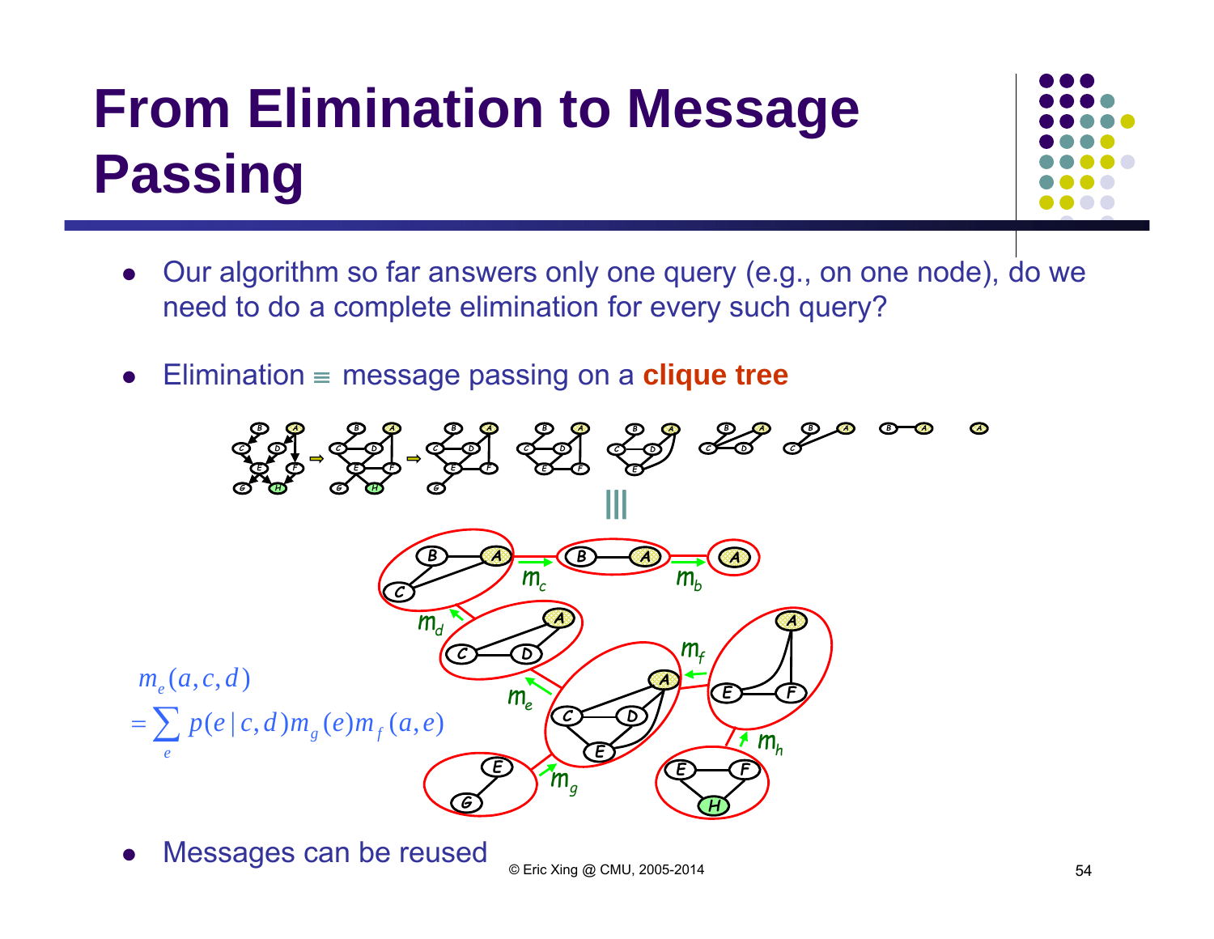# From Elimination to Message Passing

- Our algorithm so far answers only one query (e.g., on one node), do we need to do a complete elimination for every such query?

- Elimination $\equiv$ message passing on a **clique tree**

$$m_e(a,c,d) = \sum_e p(e \mid c,d) m_g(e) m_f(a,e)$$

- Messages can be reused

© Eric Xing @ CMU, 2005-2014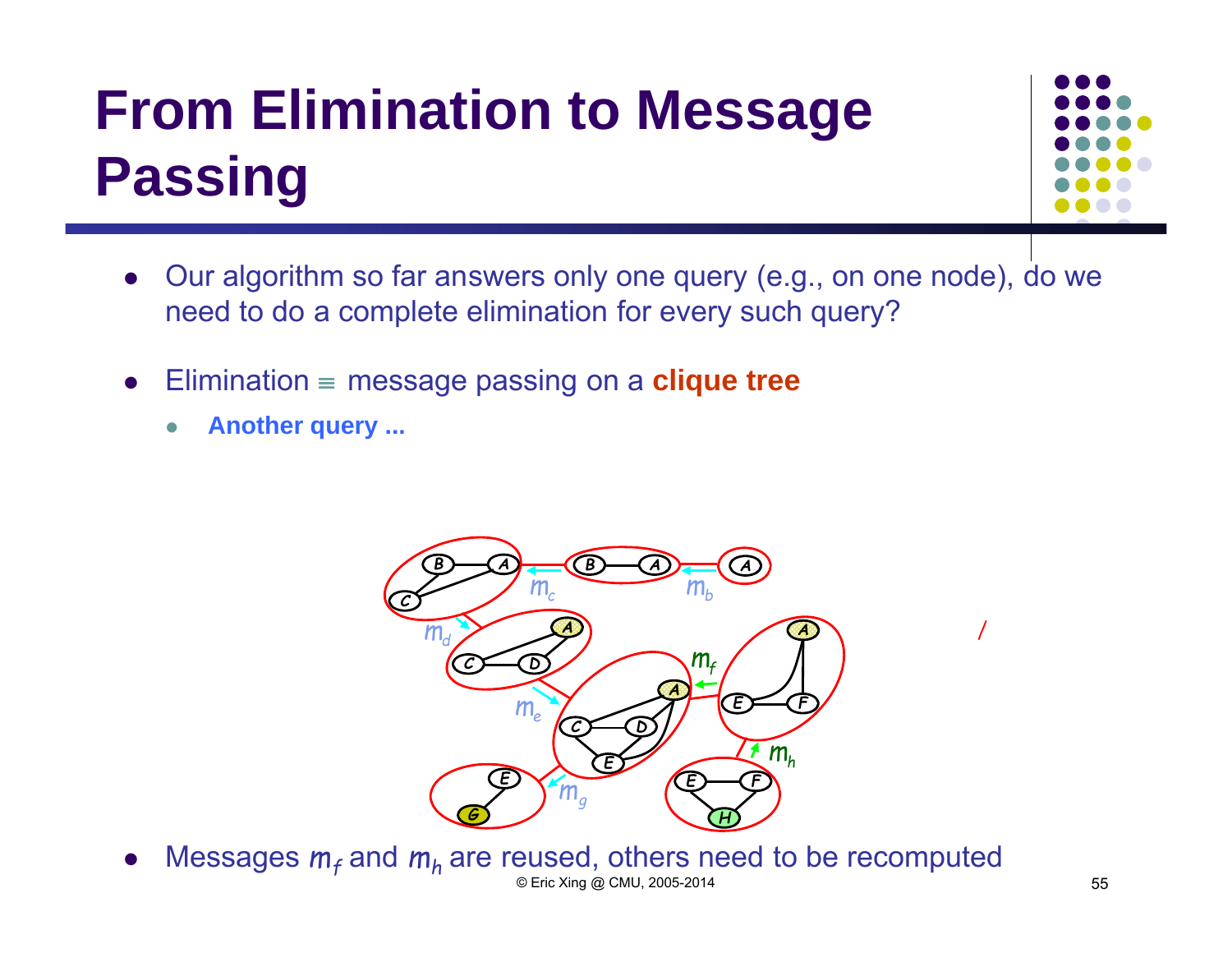# From Elimination to Message Passing

- Our algorithm so far answers only one query (e.g., on one node), do we need to do a complete elimination for every such query?
- Elimination ≡ message passing on a **clique tree**
  - **Another query ...**

- Messages $m_f$ and $m_h$ are reused, others need to be recomputed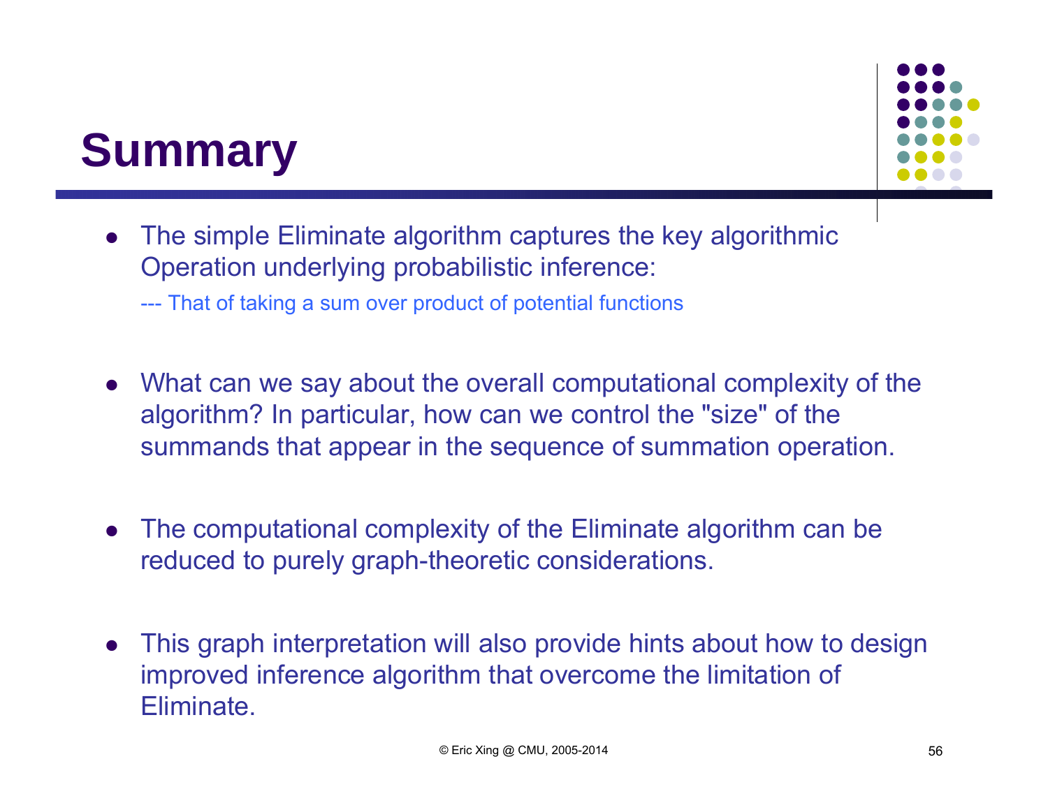# Summary

- The simple Eliminate algorithm captures the key algorithmic Operation underlying probabilistic inference:

  --- That of taking a sum over product of potential functions

- What can we say about the overall computational complexity of the algorithm? In particular, how can we control the "size" of the summands that appear in the sequence of summation operation.

- The computational complexity of the Eliminate algorithm can be reduced to purely graph-theoretic considerations.

- This graph interpretation will also provide hints about how to design improved inference algorithm that overcome the limitation of Eliminate.